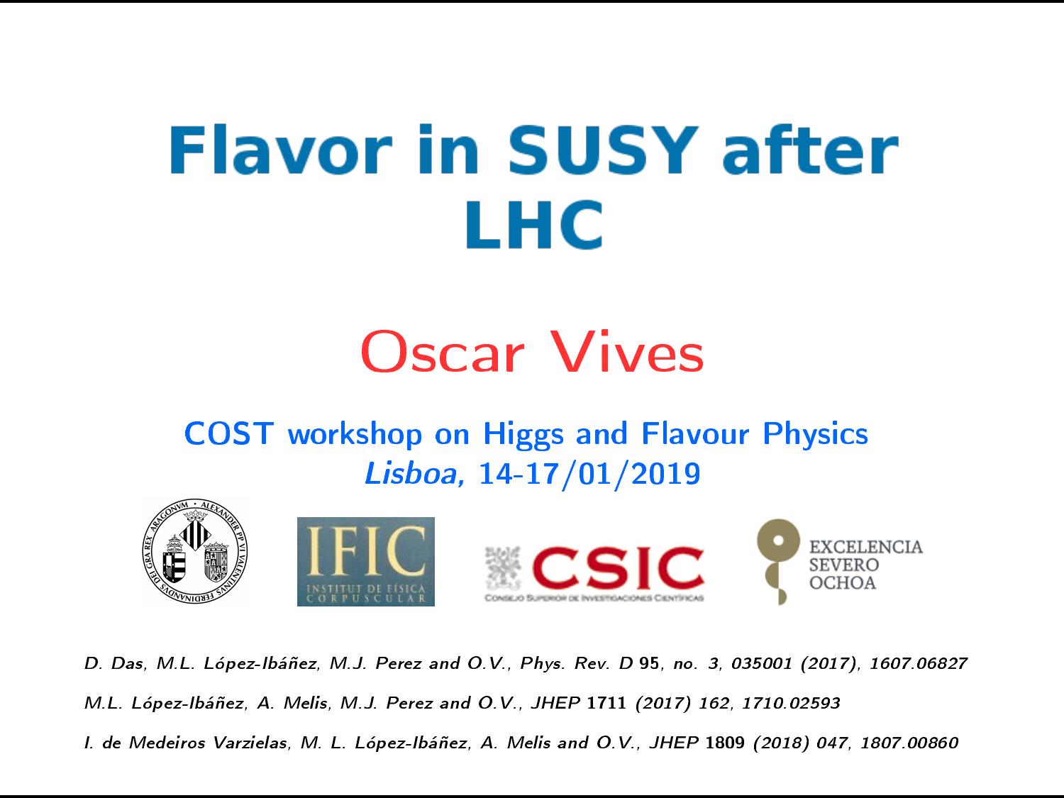# Flavor in SUSY after LHC

## Oscar Vives

COST workshop on Higgs and Flavour Physics

*Lisboa*, 14-17/01/2019

IFIC INSTITUT DE FÍSICA CORPUSCULAR

CSIC CONSEJO SUPERIOR DE INVESTIGACIONES CIENTÍFICAS

EXCELENCIA SEVERO OCHOA

*D. Das, M.L. López-Ibáñez, M.J. Perez and O.V., Phys. Rev. D* **95***, no. 3, 035001 (2017), 1607.06827*

*M.L. López-Ibáñez, A. Melis, M.J. Perez and O.V., JHEP* **1711** *(2017) 162, 1710.02593*

*I. de Medeiros Varzielas, M. L. López-Ibáñez, A. Melis and O.V., JHEP* **1809** *(2018) 047, 1807.00860*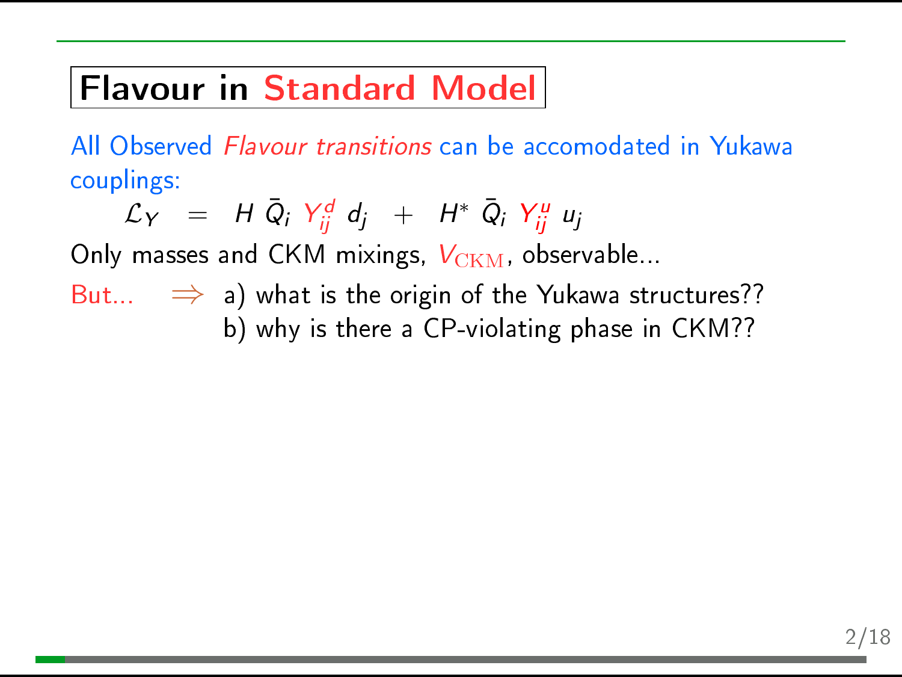# Flavour in Standard Model

All Observed *Flavour transitions* can be accomodated in Yukawa couplings:

$$\mathcal{L}_Y \;=\; H\ \bar{Q}_i\ Y^d_{ij}\ d_j \;+\; H^*\ \bar{Q}_i\ Y^u_{ij}\ u_j$$

Only masses and CKM mixings, $V_{\rm CKM}$, observable...

But... $\Rightarrow$ a) what is the origin of the Yukawa structures??
b) why is there a CP-violating phase in CKM??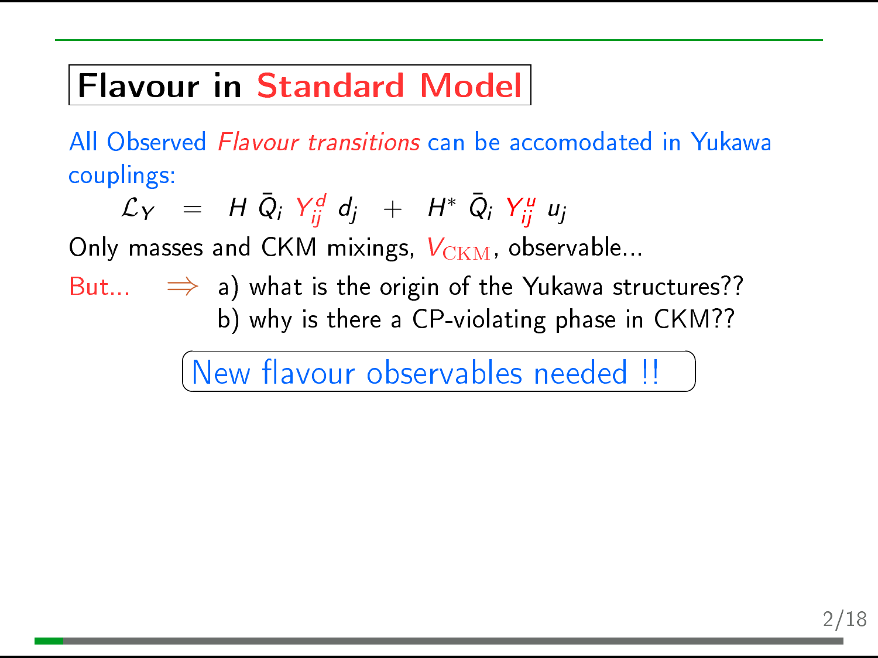# Flavour in Standard Model

All Observed *Flavour transitions* can be accomodated in Yukawa couplings:

$$\mathcal{L}_Y \;=\; H\ \bar{Q}_i\ Y^d_{ij}\ d_j \;+\; H^*\ \bar{Q}_i\ Y^u_{ij}\ u_j$$

Only masses and CKM mixings, $V_{\rm CKM}$, observable...

But... $\Rightarrow$ a) what is the origin of the Yukawa structures??
b) why is there a CP-violating phase in CKM??

New flavour observables needed !!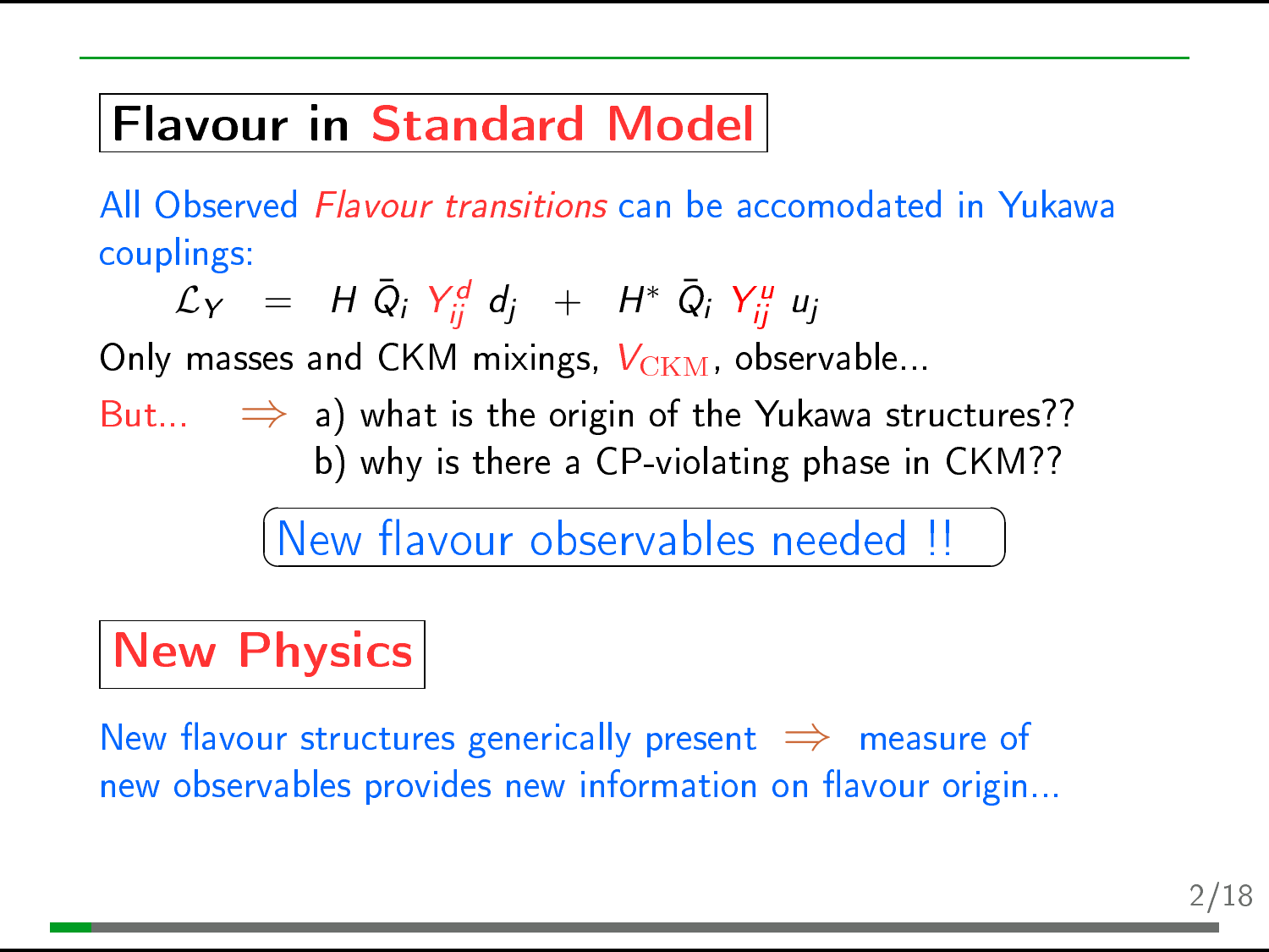## Flavour in Standard Model

All Observed *Flavour transitions* can be accomodated in Yukawa couplings:

$$\mathcal{L}_Y \;=\; H\, \bar{Q}_i\, Y^d_{ij}\, d_j \;+\; H^*\, \bar{Q}_i\, Y^u_{ij}\, u_j$$

Only masses and CKM mixings, $V_{\mathrm{CKM}}$, observable...

But... $\Rightarrow$ a) what is the origin of the Yukawa structures??
b) why is there a CP-violating phase in CKM??

New flavour observables needed !!

## New Physics

New flavour structures generically present $\Rightarrow$ measure of new observables provides new information on flavour origin...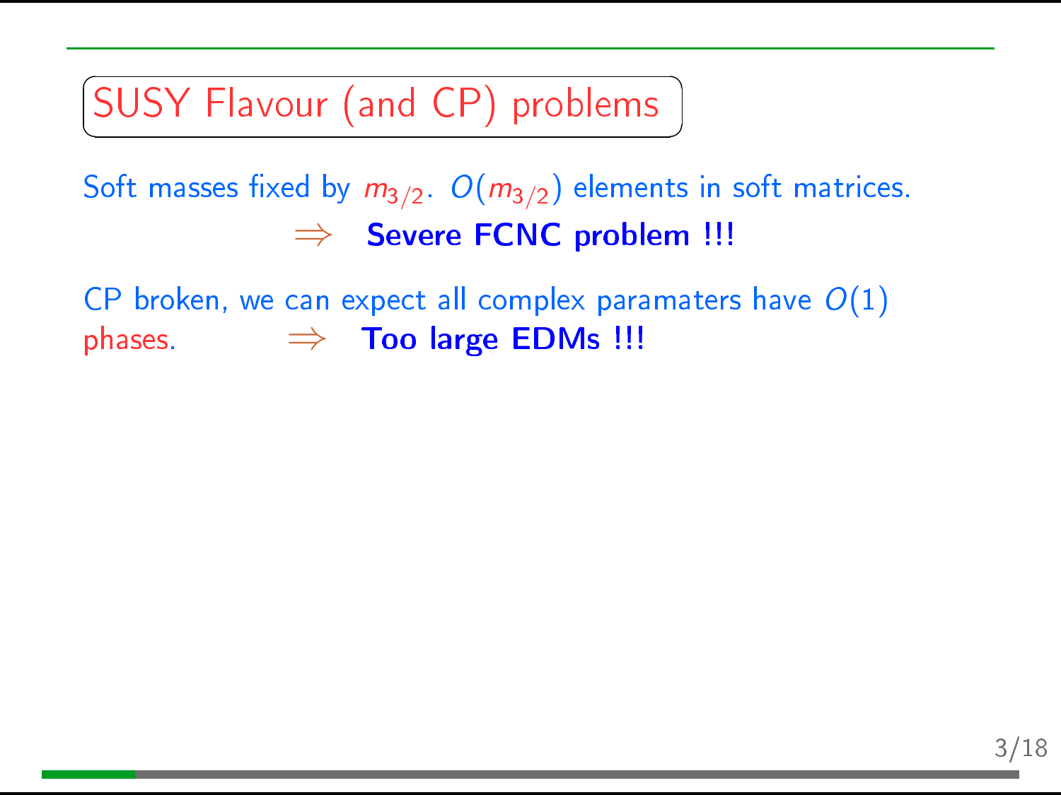## SUSY Flavour (and CP) problems

Soft masses fixed by $m_{3/2}$. $O(m_{3/2})$ elements in soft matrices.

$\Rightarrow$ **Severe FCNC problem !!!**

CP broken, we can expect all complex paramaters have $O(1)$ phases. $\Rightarrow$ **Too large EDMs !!!**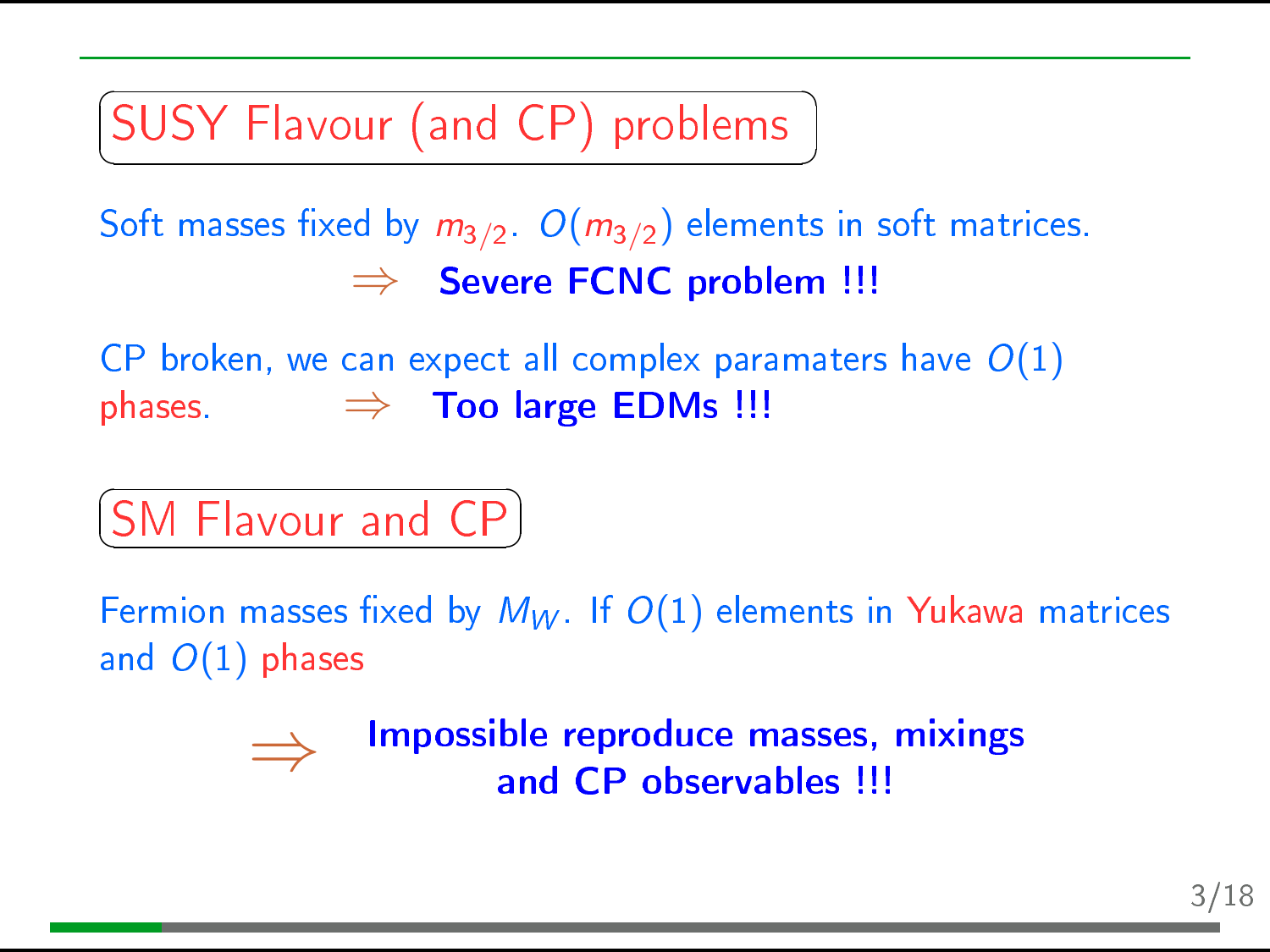## SUSY Flavour (and CP) problems

Soft masses fixed by $m_{3/2}$. $O(m_{3/2})$ elements in soft matrices.

$\Rightarrow$ **Severe FCNC problem !!!**

CP broken, we can expect all complex paramaters have $O(1)$ phases. $\Rightarrow$ **Too large EDMs !!!**

## SM Flavour and CP

Fermion masses fixed by $M_W$. If $O(1)$ elements in Yukawa matrices and $O(1)$ phases

$\Rightarrow$ **Impossible reproduce masses, mixings and CP observables !!!**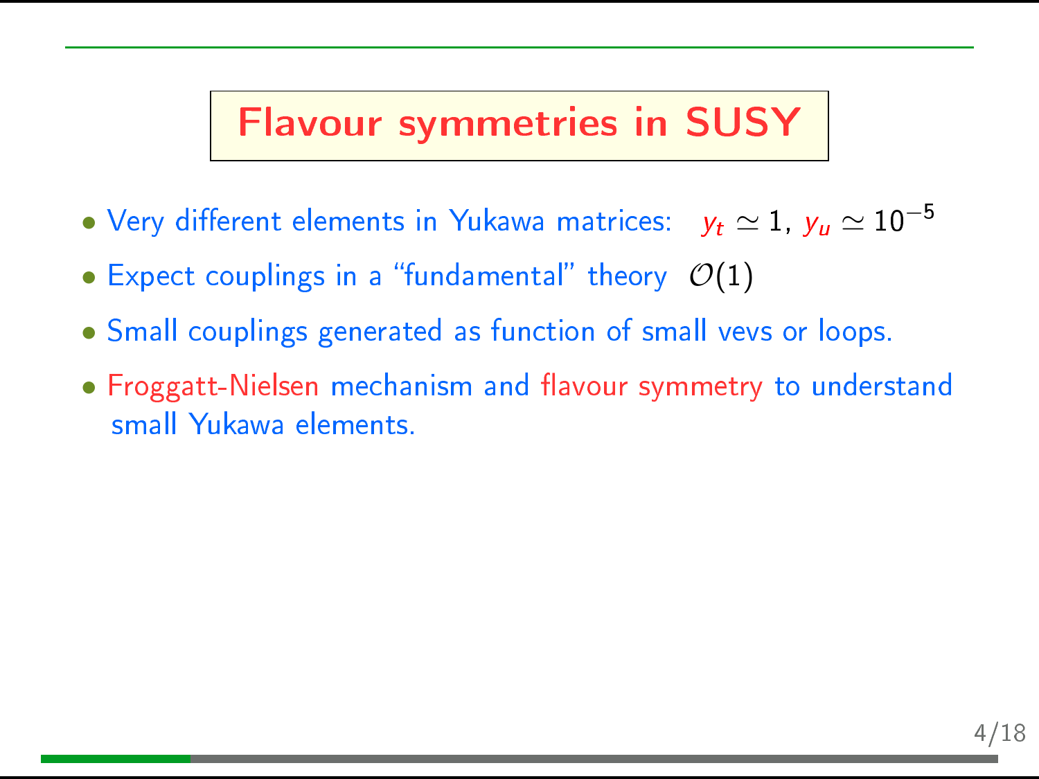# Flavour symmetries in SUSY

- Very different elements in Yukawa matrices: $y_t \simeq 1$, $y_u \simeq 10^{-5}$
- Expect couplings in a "fundamental" theory $\mathcal{O}(1)$
- Small couplings generated as function of small vevs or loops.
- Froggatt-Nielsen mechanism and flavour symmetry to understand small Yukawa elements.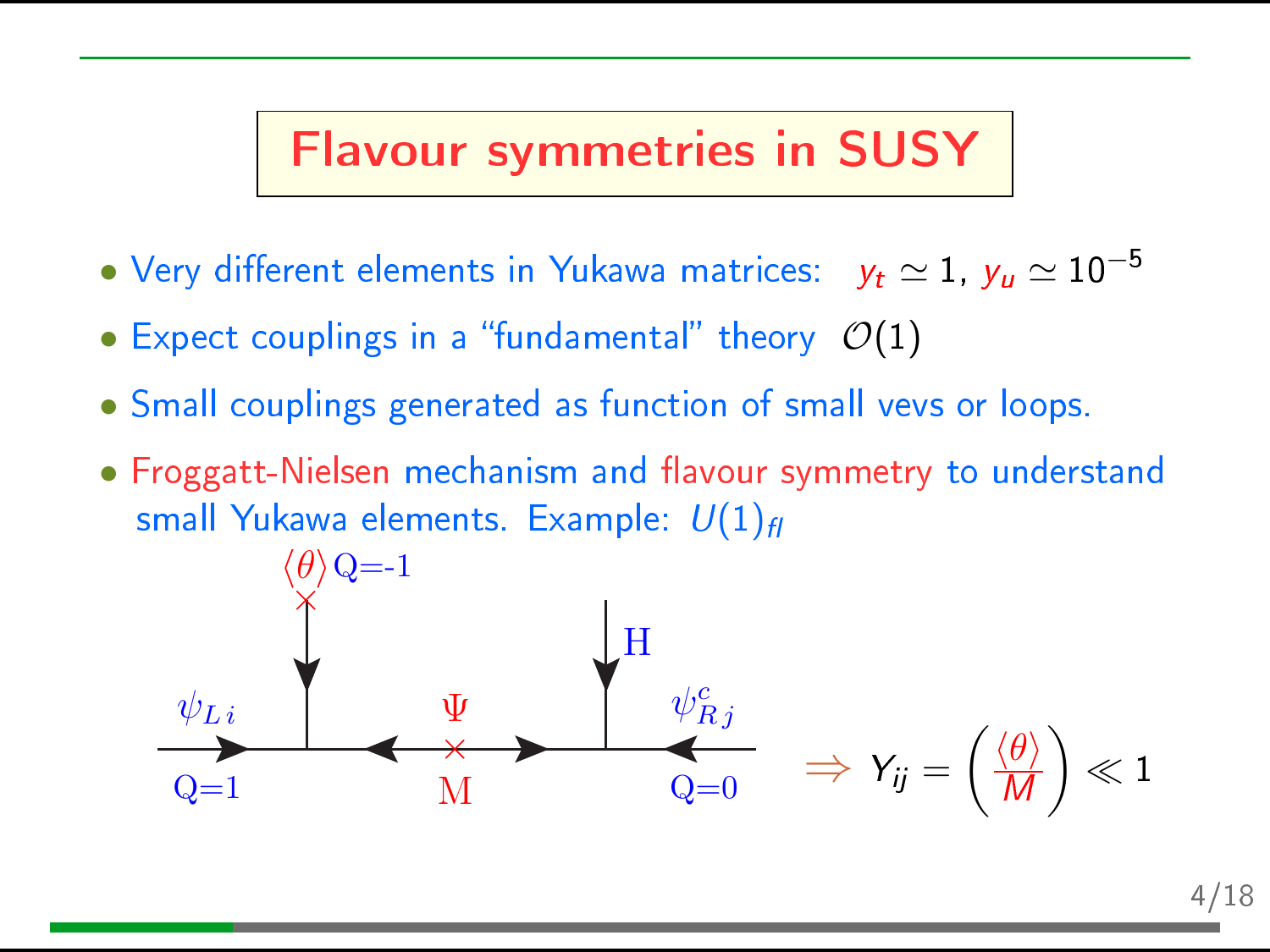# Flavour symmetries in SUSY

- Very different elements in Yukawa matrices: $y_t \simeq 1$, $y_u \simeq 10^{-5}$
- Expect couplings in a "fundamental" theory $\mathcal{O}(1)$
- Small couplings generated as function of small vevs or loops.
- Froggatt-Nielsen mechanism and flavour symmetry to understand small Yukawa elements. Example: $U(1)_{fl}$

$\langle\theta\rangle$ Q=-1

H

$\psi_{L\,i}$ Q=1

$\Psi$ M

$\psi^c_{R\,j}$ Q=0

$$\Rightarrow Y_{ij} = \left(\frac{\langle\theta\rangle}{M}\right) \ll 1$$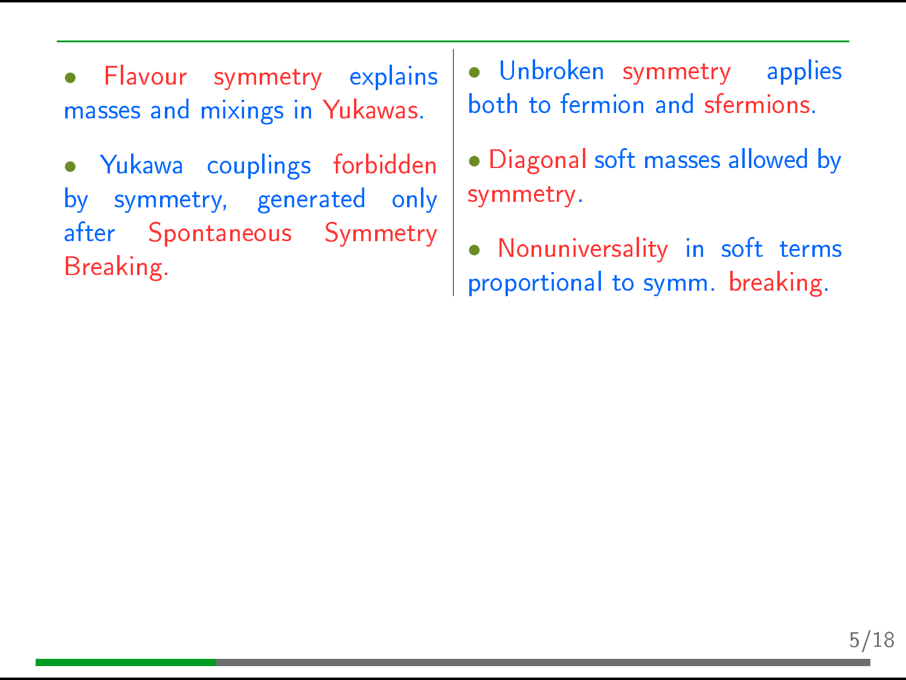- Flavour symmetry explains masses and mixings in Yukawas.

- Yukawa couplings forbidden by symmetry, generated only after Spontaneous Symmetry Breaking.

- Unbroken symmetry applies both to fermion and sfermions.

- Diagonal soft masses allowed by symmetry.

- Nonuniversality in soft terms proportional to symm. breaking.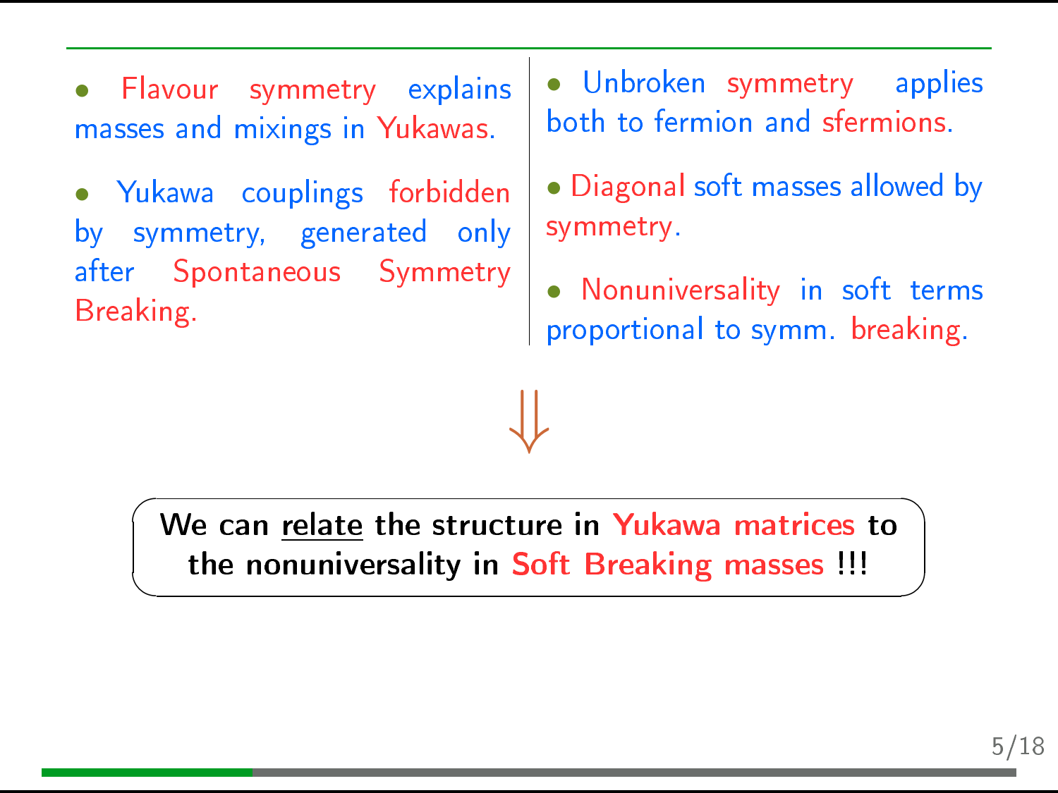- Flavour symmetry explains masses and mixings in Yukawas.
- Yukawa couplings forbidden by symmetry, generated only after Spontaneous Symmetry Breaking.

- Unbroken symmetry applies both to fermion and sfermions.
- Diagonal soft masses allowed by symmetry.
- Nonuniversality in soft terms proportional to symm. breaking.

$$\Downarrow$$

**We can <u>relate</u> the structure in Yukawa matrices to the nonuniversality in Soft Breaking masses !!!**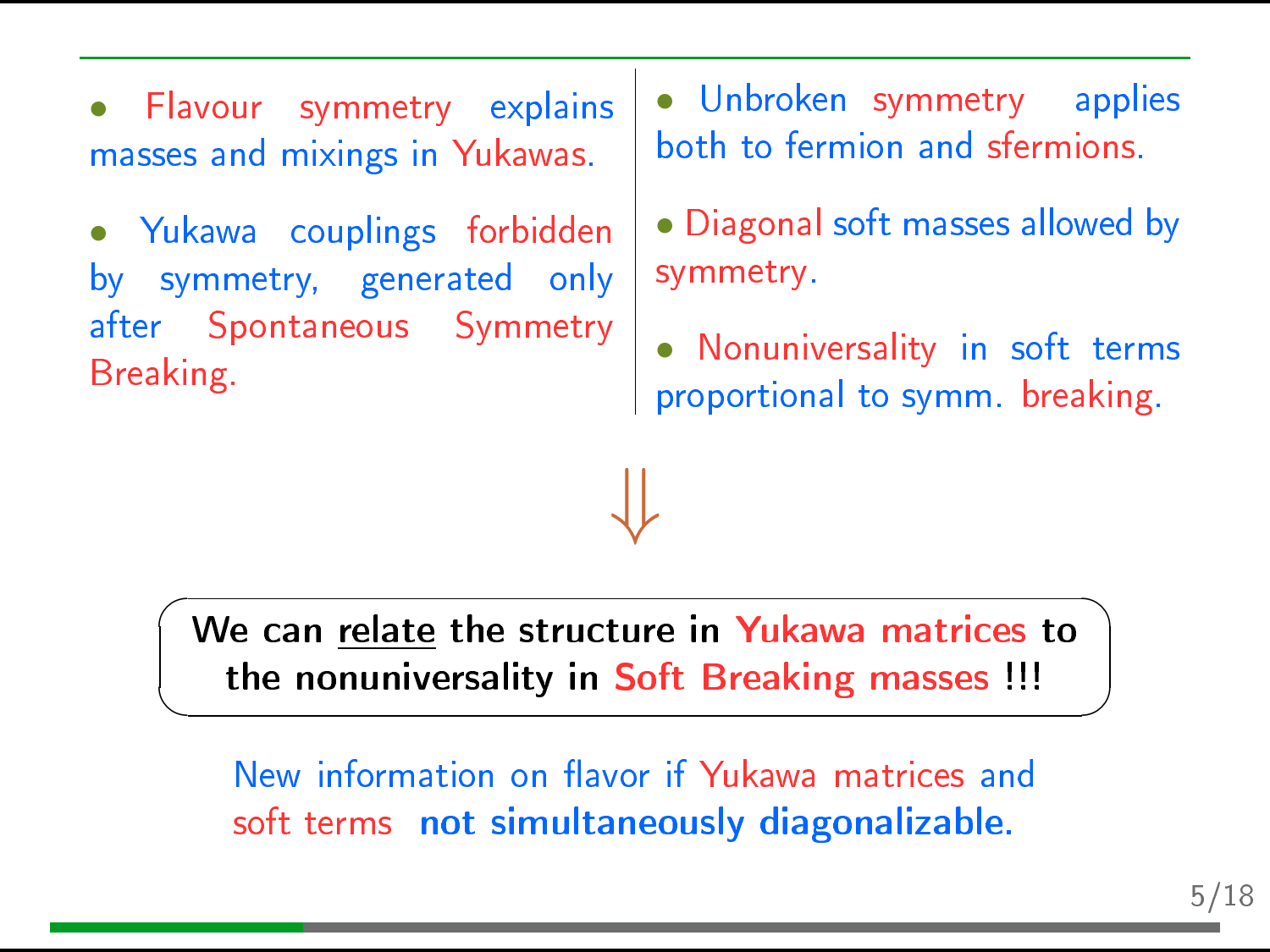- Flavour symmetry explains masses and mixings in Yukawas.
- Yukawa couplings forbidden by symmetry, generated only after Spontaneous Symmetry Breaking.

- Unbroken symmetry applies both to fermion and sfermions.
- Diagonal soft masses allowed by symmetry.
- Nonuniversality in soft terms proportional to symm. breaking.

$$\Downarrow$$

**We can <u>relate</u> the structure in Yukawa matrices to the nonuniversality in Soft Breaking masses !!!**

New information on flavor if Yukawa matrices and soft terms **not simultaneously diagonalizable.**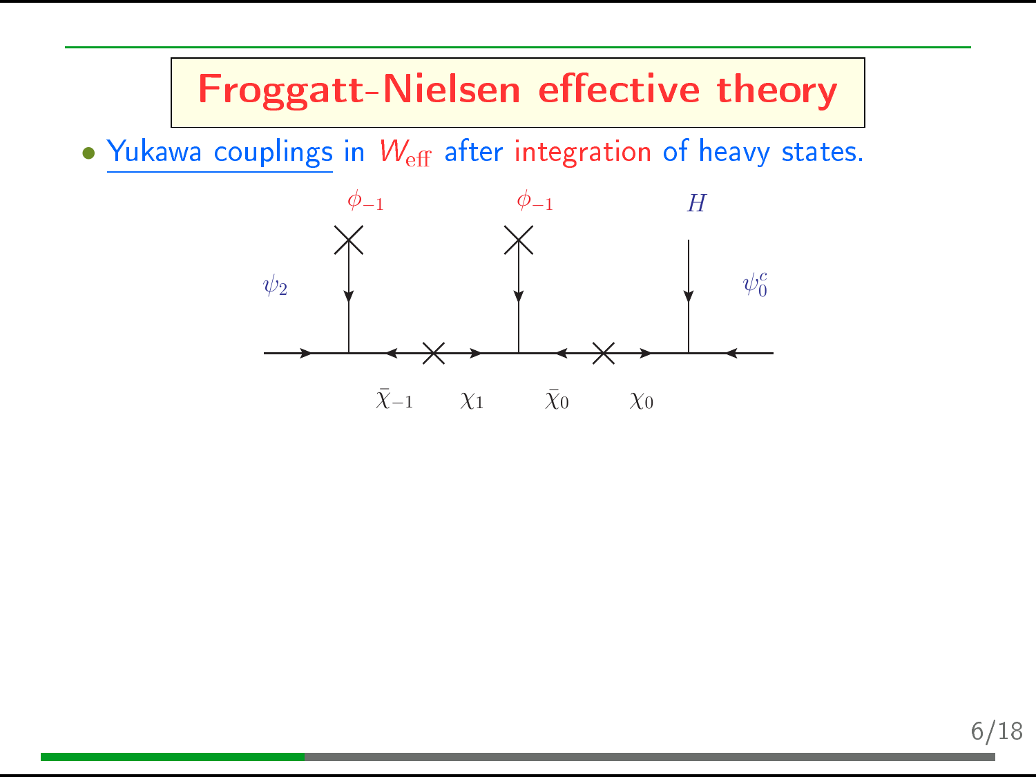# Froggatt-Nielsen effective theory

- Yukawa couplings in $W_{\text{eff}}$ after integration of heavy states.

$\phi_{-1}$ $\phi_{-1}$ $H$

$\psi_2$ $\psi_0^c$

$\bar{\chi}_{-1}$ $\chi_1$ $\bar{\chi}_0$ $\chi_0$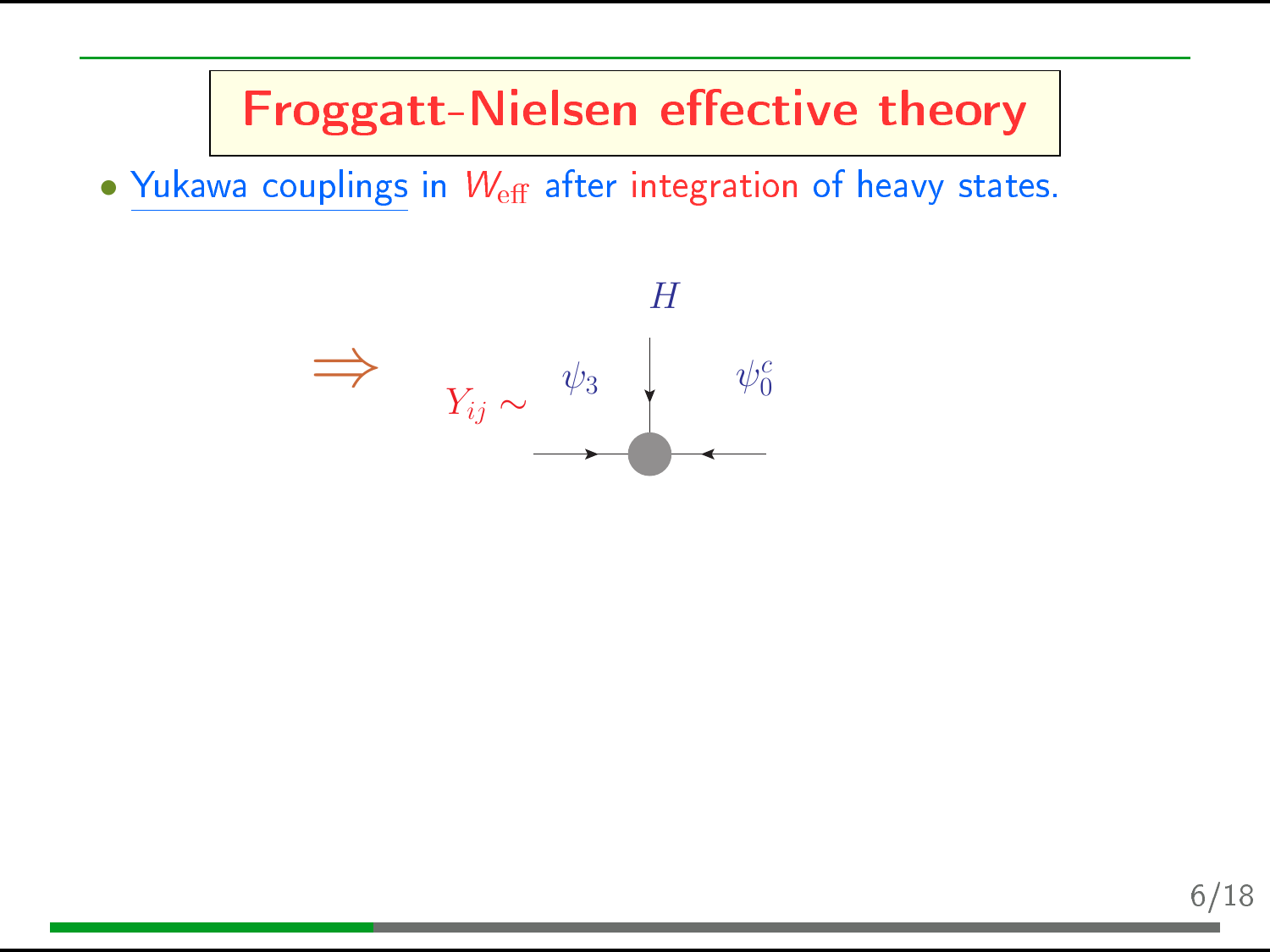# Froggatt-Nielsen effective theory

- Yukawa couplings in $W_{\text{eff}}$ after integration of heavy states.

$\Rightarrow$ $Y_{ij} \sim$ $\psi_3$ $H$ $\psi_0^c$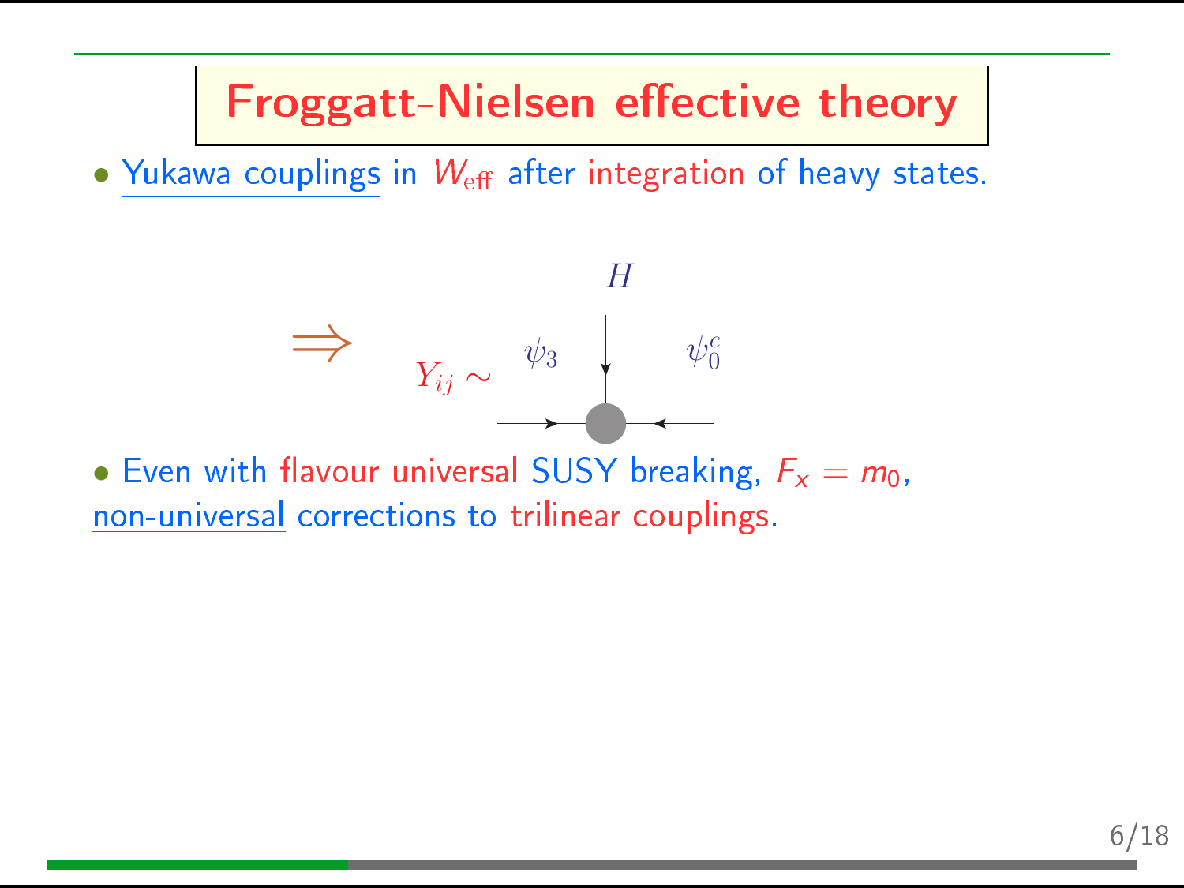# Froggatt-Nielsen effective theory

- Yukawa couplings in $W_{\rm eff}$ after integration of heavy states.

$\Rightarrow$ $Y_{ij} \sim$ $\psi_3$ $H$ $\psi_0^c$

- Even with flavour universal SUSY breaking, $F_x = m_0$, non-universal corrections to trilinear couplings.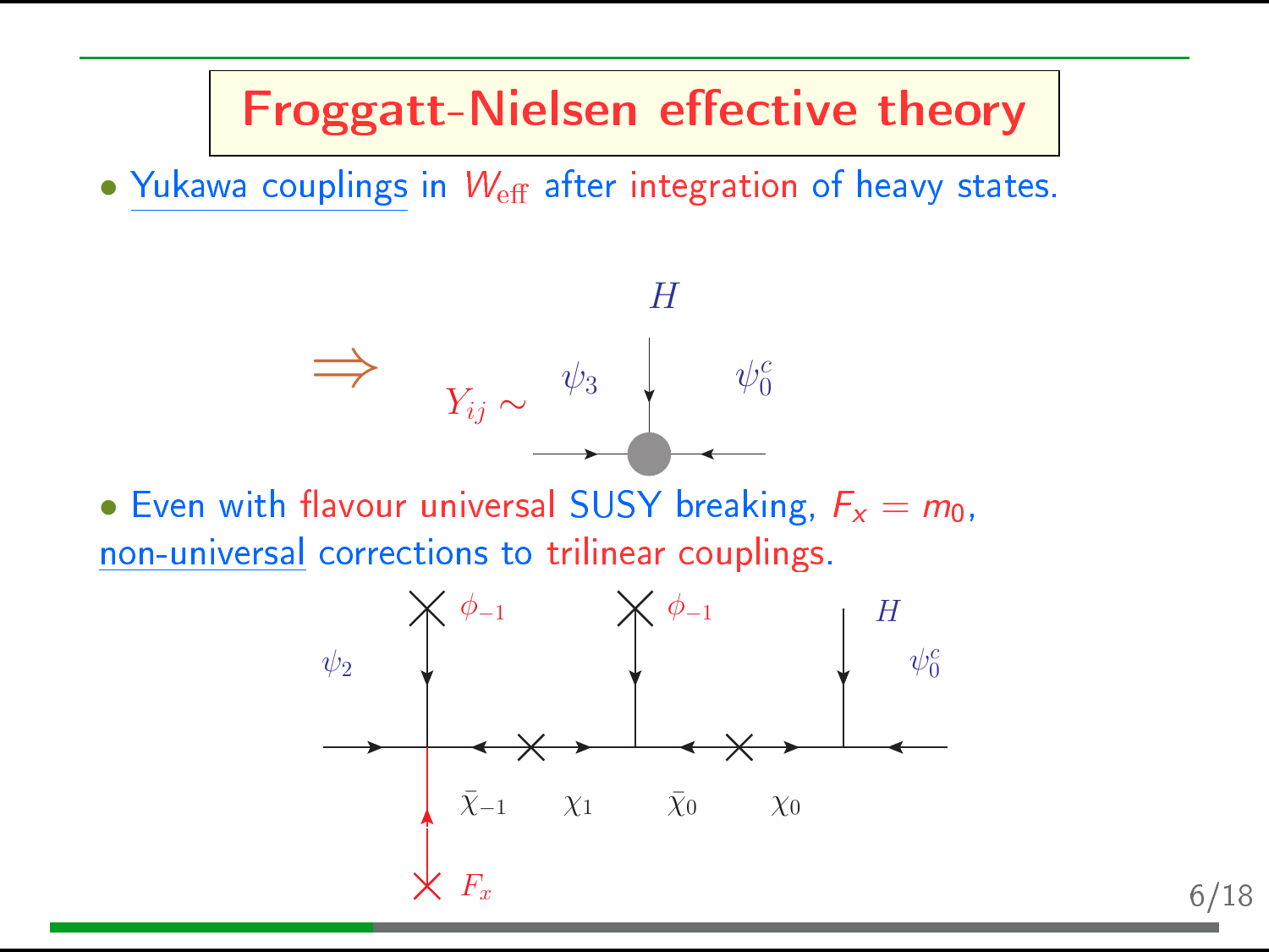# Froggatt-Nielsen effective theory

- Yukawa couplings in $W_{\rm eff}$ after integration of heavy states.

$\Rightarrow$ $Y_{ij} \sim$ $\psi_3$ $H$ $\psi_0^c$

- Even with flavour universal SUSY breaking, $F_x = m_0$, non-universal corrections to trilinear couplings.

$\psi_2$ $\phi_{-1}$ $\phi_{-1}$ $H$ $\psi_0^c$ $\bar{\chi}_{-1}$ $\chi_1$ $\bar{\chi}_0$ $\chi_0$ $F_x$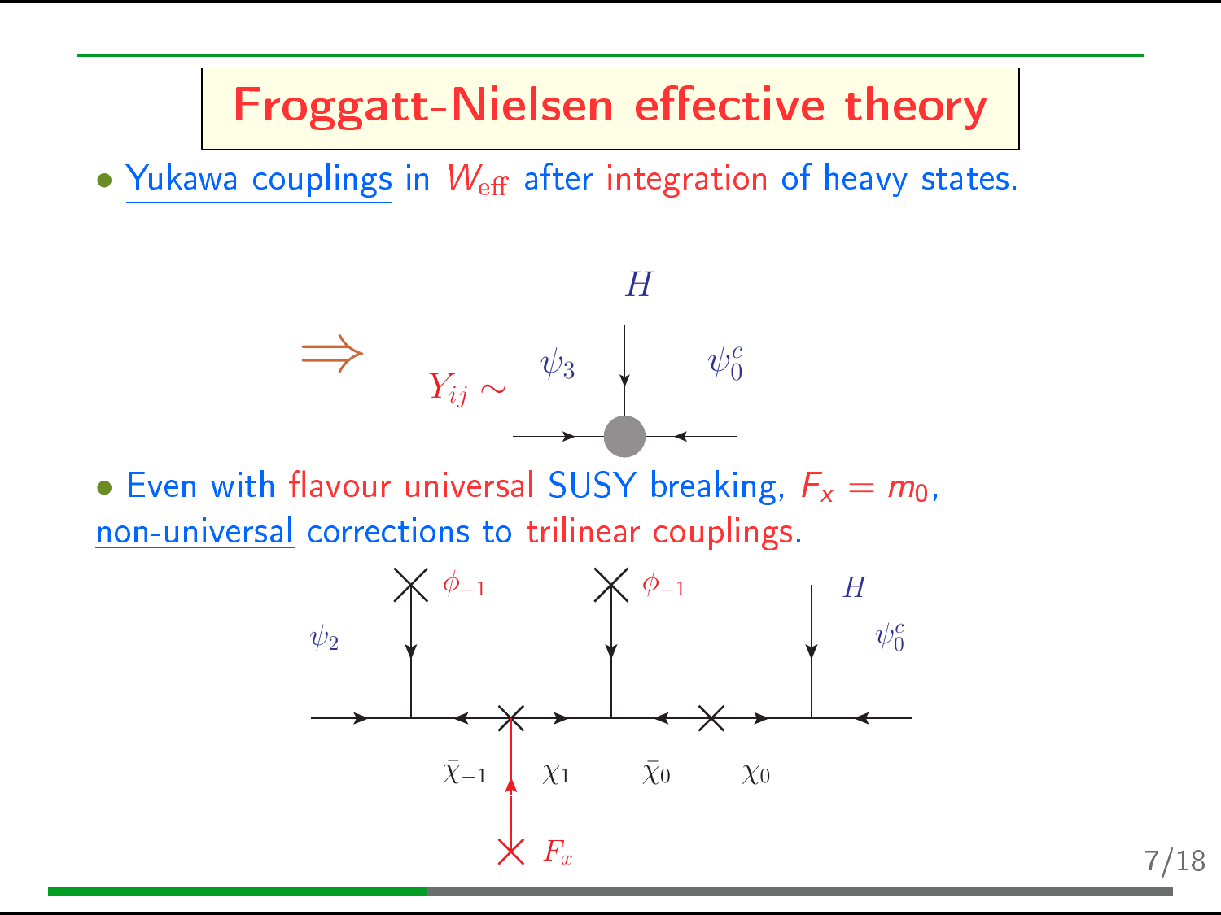# Froggatt-Nielsen effective theory

- Yukawa couplings in $W_{\rm eff}$ after integration of heavy states.

$\Rightarrow$ $Y_{ij} \sim$ $\psi_3$ $H$ $\psi_0^c$

- Even with flavour universal SUSY breaking, $F_x = m_0$, non-universal corrections to trilinear couplings.

$\psi_2$ $\phi_{-1}$ $\phi_{-1}$ $H$ $\psi_0^c$

$\bar{\chi}_{-1}$ $\chi_1$ $\bar{\chi}_0$ $\chi_0$

$F_x$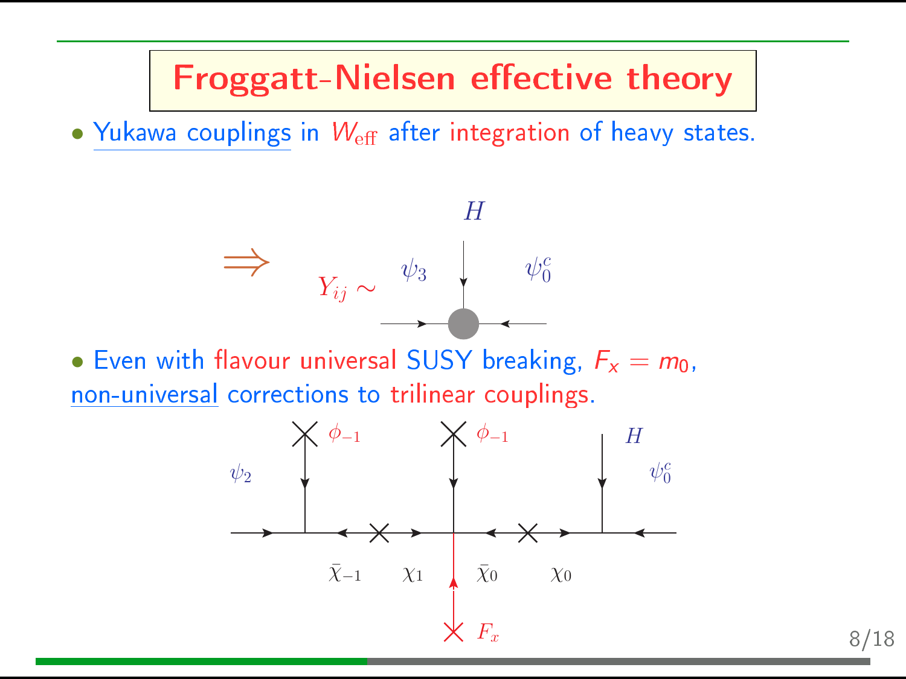# Froggatt-Nielsen effective theory

- Yukawa couplings in $W_{\text{eff}}$ after integration of heavy states.

$\Rightarrow$ $Y_{ij} \sim$ $\psi_3$ $H$ $\psi_0^c$

- Even with flavour universal SUSY breaking, $F_x = m_0$, non-universal corrections to trilinear couplings.

$\psi_2$ $\phi_{-1}$ $\phi_{-1}$ $H$ $\psi_0^c$

$\bar{\chi}_{-1}$ $\chi_1$ $\bar{\chi}_0$ $\chi_0$

$F_x$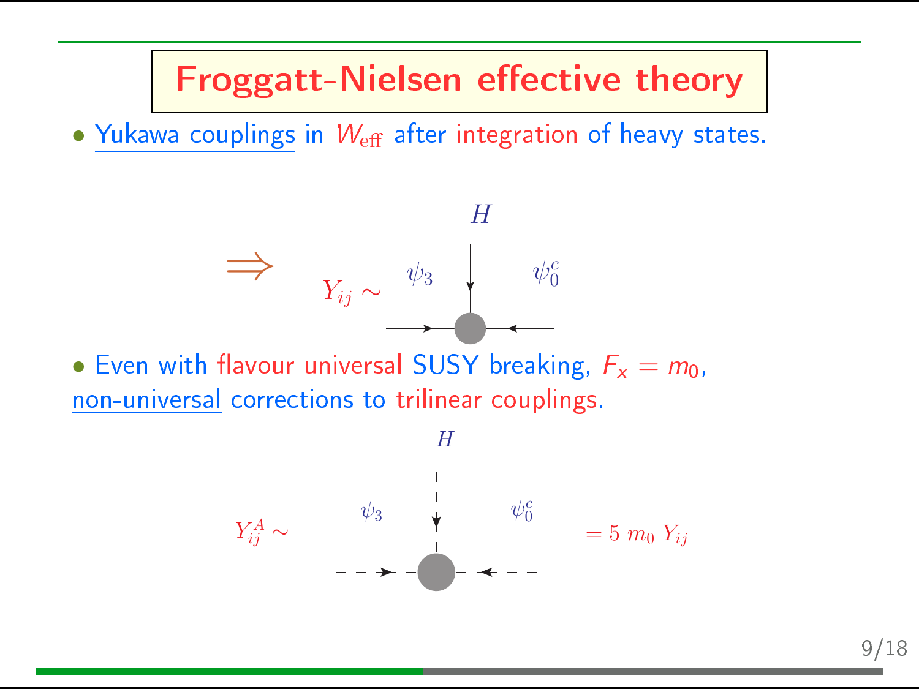# Froggatt-Nielsen effective theory

- Yukawa couplings in $W_{\text{eff}}$ after integration of heavy states.

$\Rightarrow$ $Y_{ij} \sim$ $\psi_3$ $H$ $\psi_0^c$

- Even with flavour universal SUSY breaking, $F_x = m_0$, non-universal corrections to trilinear couplings.

$Y_{ij}^A \sim$ $\psi_3$ $H$ $\psi_0^c$ $= 5\ m_0\ Y_{ij}$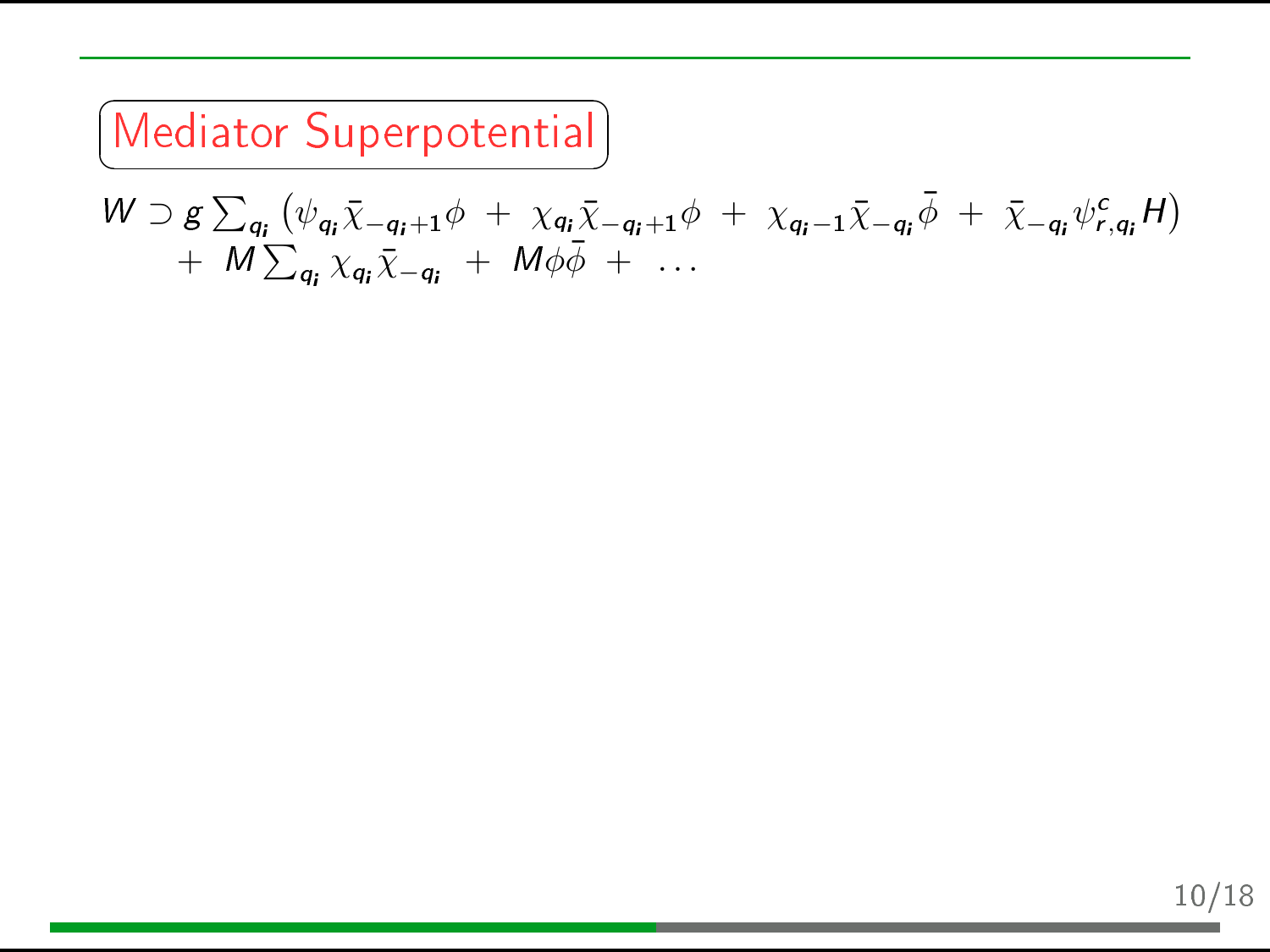## Mediator Superpotential

$$
\begin{aligned}
W \supset\ & g \sum_{q_i} \left( \psi_{q_i} \bar{\chi}_{-q_i+1} \phi \ + \ \chi_{q_i} \bar{\chi}_{-q_i+1} \phi \ + \ \chi_{q_i-1} \bar{\chi}_{-q_i} \bar{\phi} \ + \ \bar{\chi}_{-q_i} \psi^c_{r,q_i} H \right) \\
& + \ M \sum_{q_i} \chi_{q_i} \bar{\chi}_{-q_i} \ + \ M \phi \bar{\phi} \ + \ \ldots
\end{aligned}
$$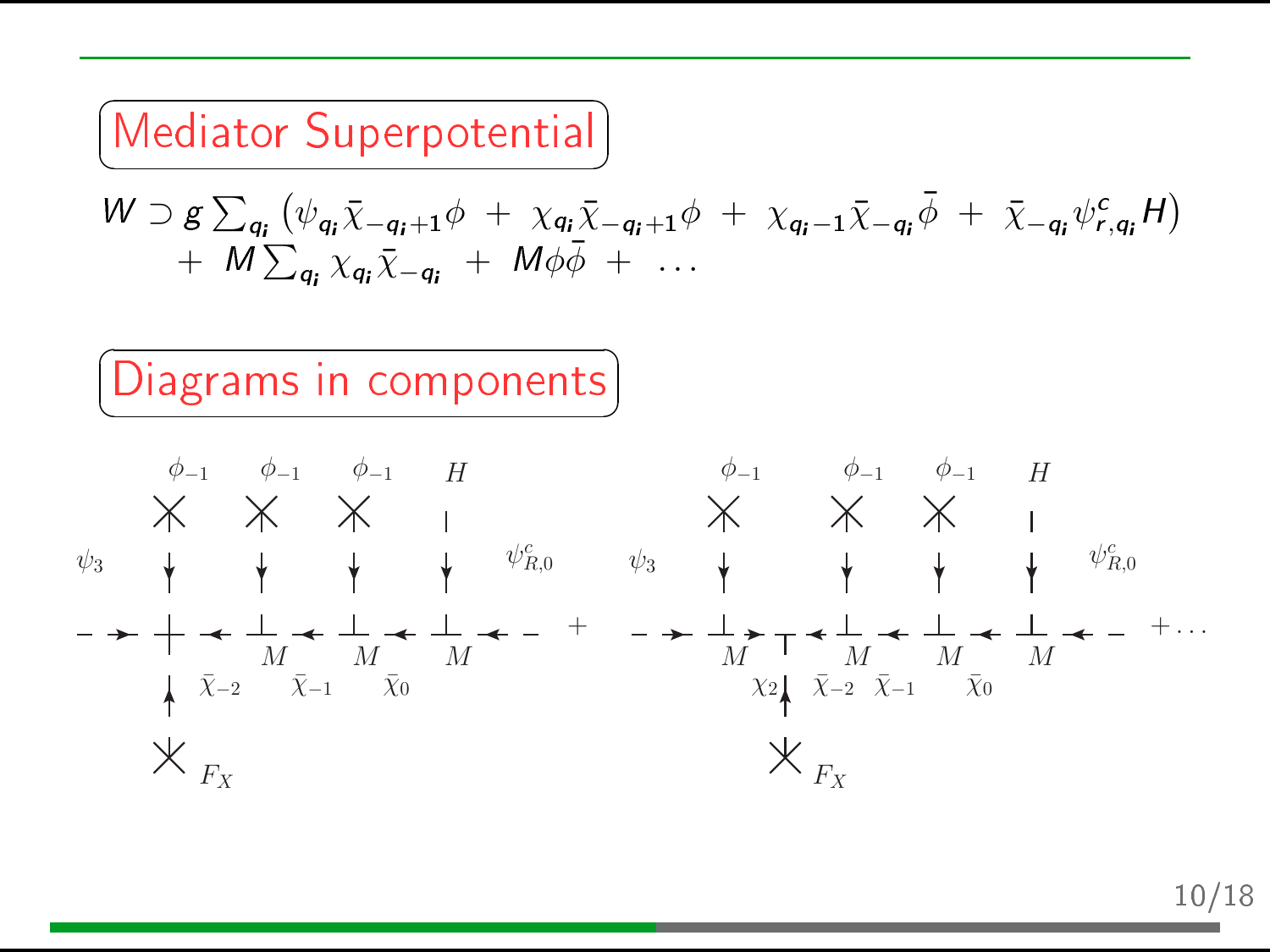## Mediator Superpotential

$$W \supset g \sum_{q_i} \left( \psi_{q_i} \bar{\chi}_{-q_i+1} \phi \;+\; \chi_{q_i} \bar{\chi}_{-q_i+1} \phi \;+\; \chi_{q_i-1} \bar{\chi}_{-q_i} \bar{\phi} \;+\; \bar{\chi}_{-q_i} \psi^c_{r,q_i} H \right) \\ \;+\; M \sum_{q_i} \chi_{q_i} \bar{\chi}_{-q_i} \;+\; M \phi \bar{\phi} \;+\; \ldots$$

## Diagrams in components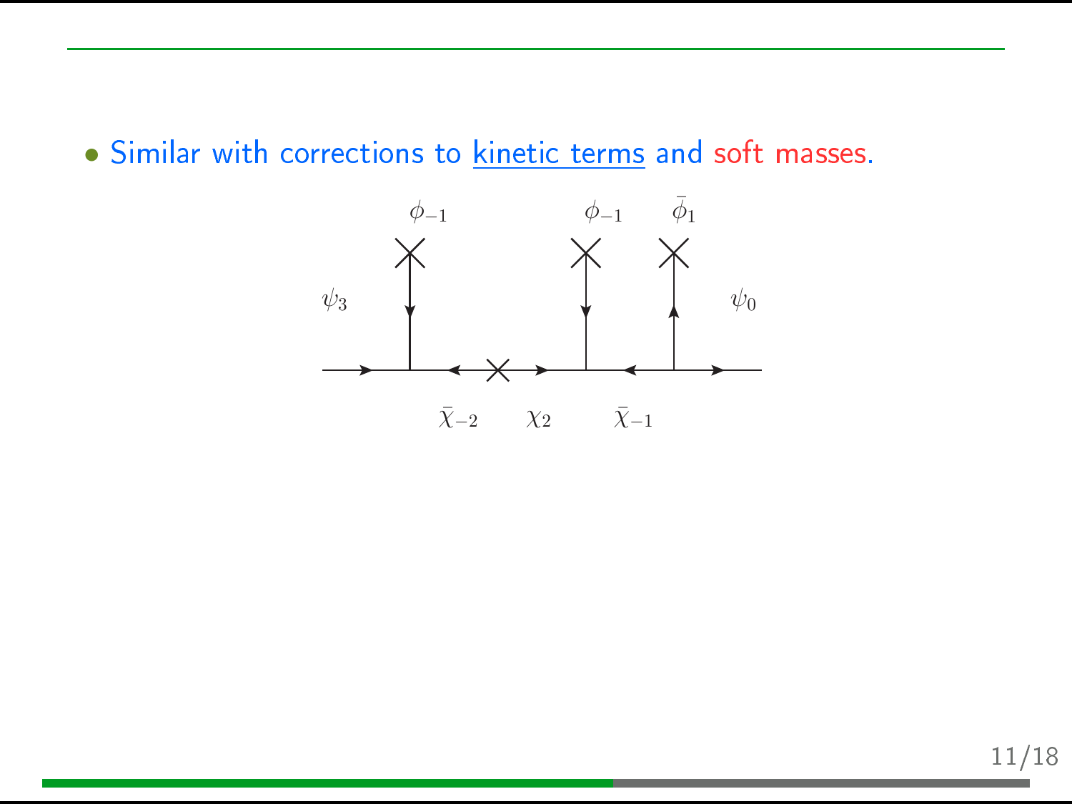- Similar with corrections to <u>kinetic terms</u> and soft masses.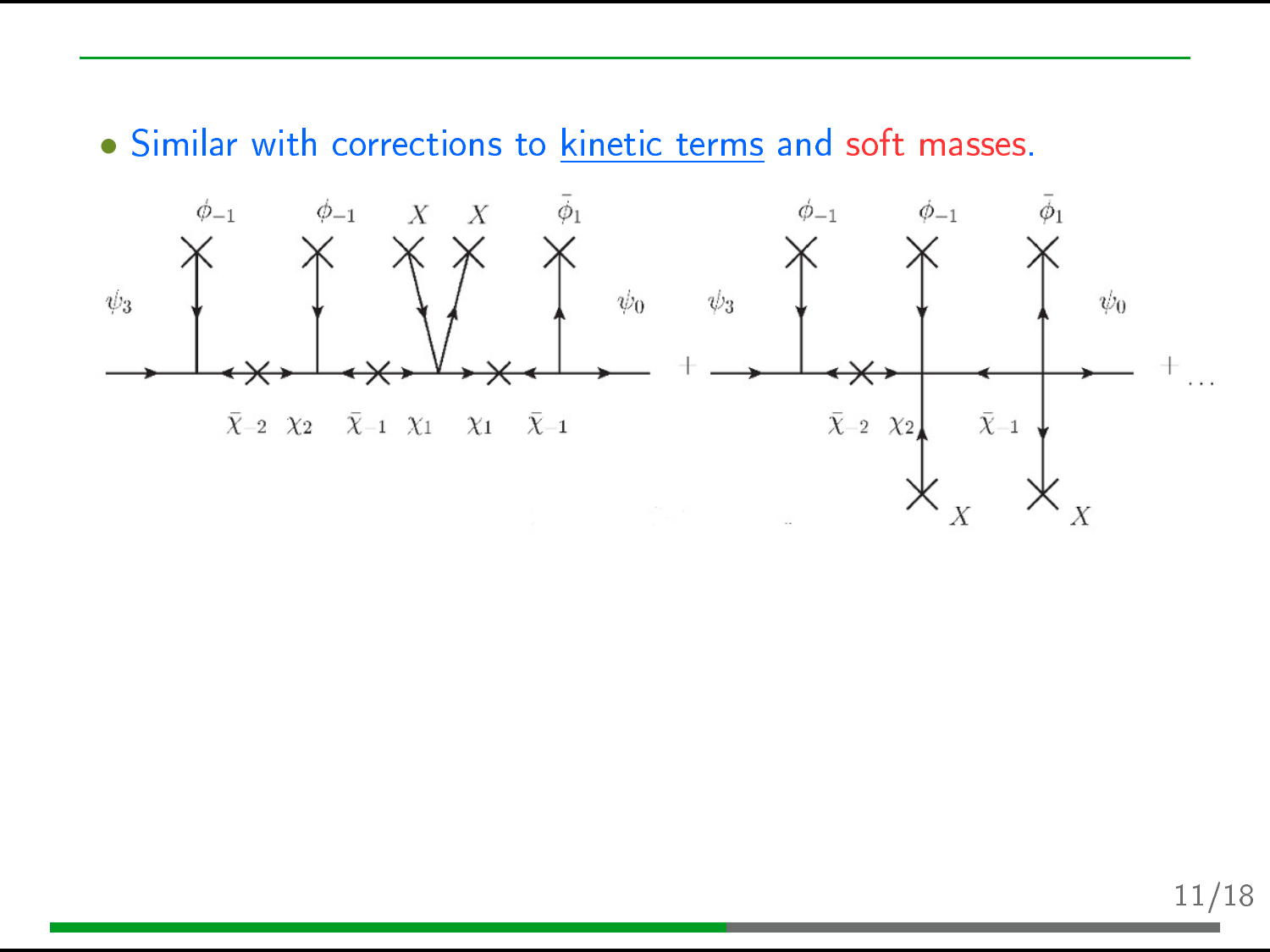- Similar with corrections to kinetic terms and soft masses.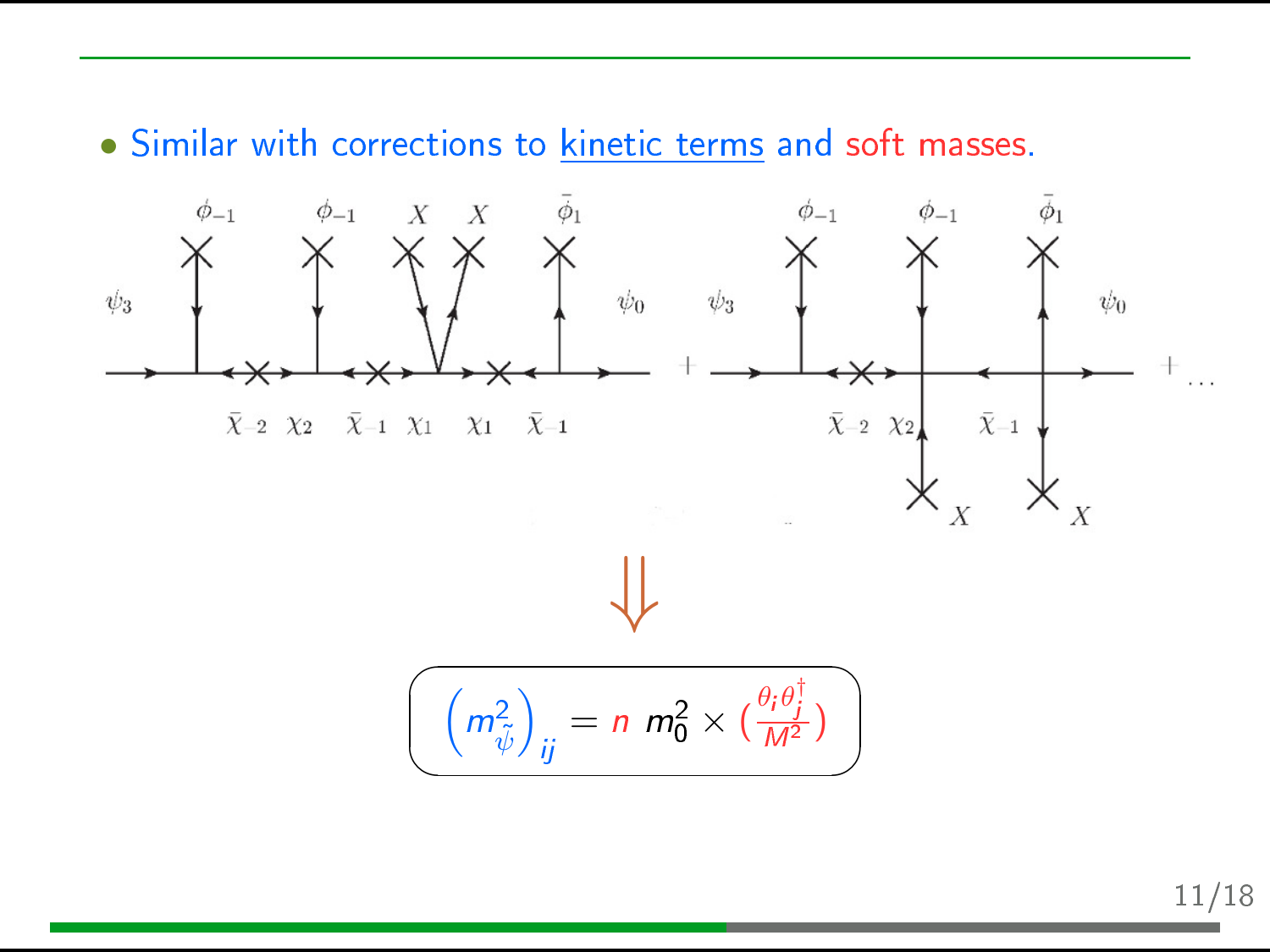- Similar with corrections to kinetic terms and soft masses.

$$\left(m^2_{\tilde{\psi}}\right)_{ij} = n \; m_0^2 \times \left(\frac{\theta_i \theta_j^\dagger}{M^2}\right)$$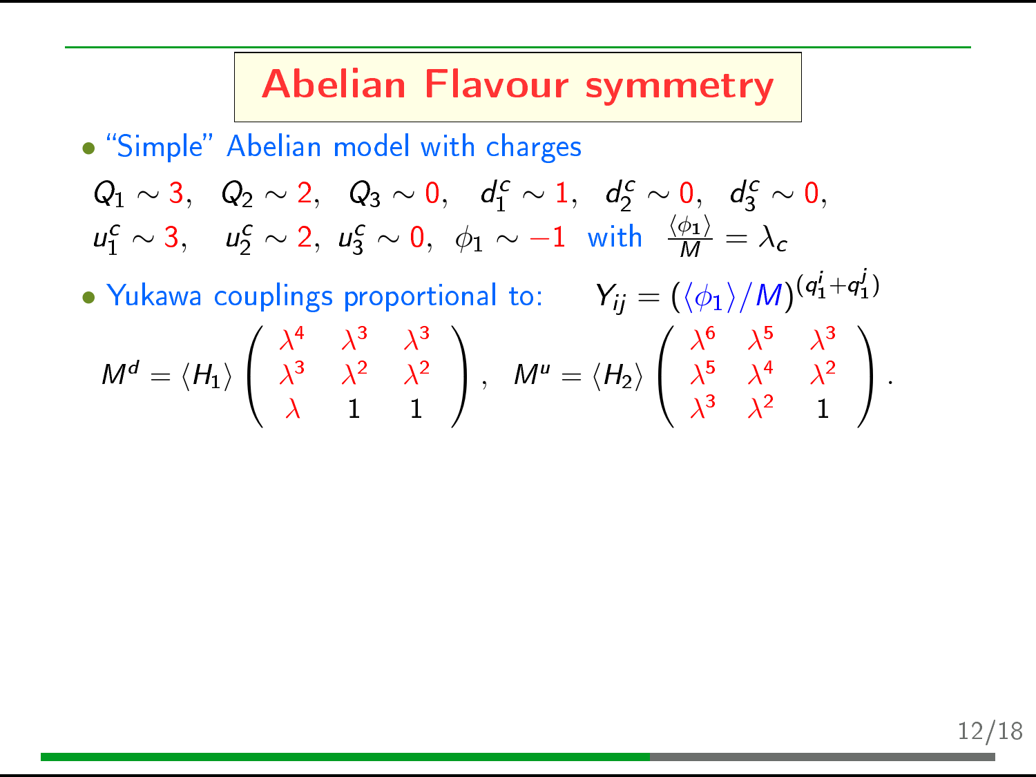# Abelian Flavour symmetry

- "Simple" Abelian model with charges

$$Q_1 \sim 3, \quad Q_2 \sim 2, \quad Q_3 \sim 0, \quad d_1^c \sim 1, \quad d_2^c \sim 0, \quad d_3^c \sim 0,$$
$$u_1^c \sim 3, \quad u_2^c \sim 2, \; u_3^c \sim 0, \; \phi_1 \sim -1 \;\text{ with }\; \frac{\langle \phi_1 \rangle}{M} = \lambda_c$$

- Yukawa couplings proportional to: $\quad Y_{ij} = (\langle \phi_1 \rangle / M)^{(q_1^i + q_1^j)}$

$$M^d = \langle H_1 \rangle \begin{pmatrix} \lambda^4 & \lambda^3 & \lambda^3 \\ \lambda^3 & \lambda^2 & \lambda^2 \\ \lambda & 1 & 1 \end{pmatrix}, \quad M^u = \langle H_2 \rangle \begin{pmatrix} \lambda^6 & \lambda^5 & \lambda^3 \\ \lambda^5 & \lambda^4 & \lambda^2 \\ \lambda^3 & \lambda^2 & 1 \end{pmatrix}.$$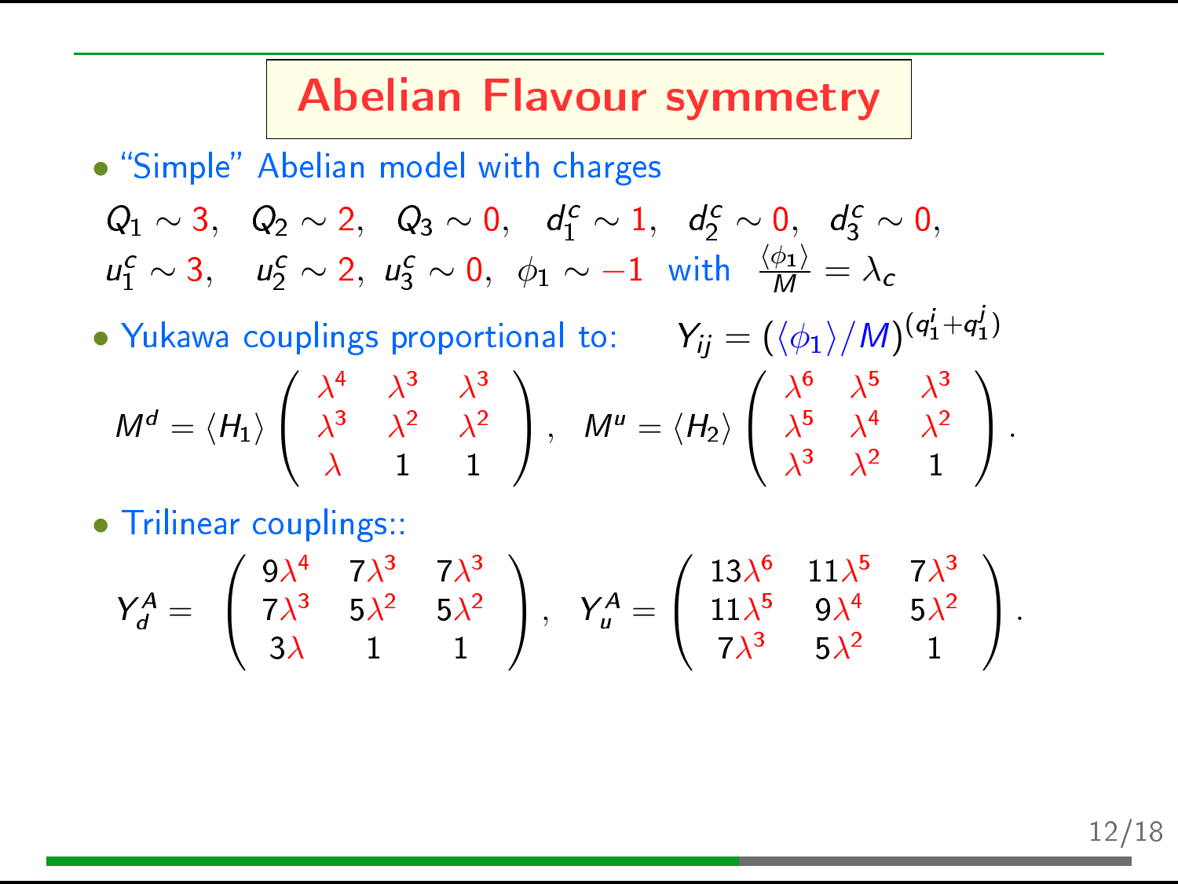# Abelian Flavour symmetry

- "Simple" Abelian model with charges

$$Q_1 \sim 3, \quad Q_2 \sim 2, \quad Q_3 \sim 0, \quad d_1^c \sim 1, \quad d_2^c \sim 0, \quad d_3^c \sim 0,$$
$$u_1^c \sim 3, \quad u_2^c \sim 2, \; u_3^c \sim 0, \; \phi_1 \sim -1 \;\; \text{with} \;\; \frac{\langle \phi_1 \rangle}{M} = \lambda_c$$

- Yukawa couplings proportional to: $\quad Y_{ij} = (\langle \phi_1 \rangle / M)^{(q_1^i + q_1^j)}$

$$M^d = \langle H_1 \rangle \begin{pmatrix} \lambda^4 & \lambda^3 & \lambda^3 \\ \lambda^3 & \lambda^2 & \lambda^2 \\ \lambda & 1 & 1 \end{pmatrix}, \quad M^u = \langle H_2 \rangle \begin{pmatrix} \lambda^6 & \lambda^5 & \lambda^3 \\ \lambda^5 & \lambda^4 & \lambda^2 \\ \lambda^3 & \lambda^2 & 1 \end{pmatrix}.$$

- Trilinear couplings::

$$Y_d^A = \begin{pmatrix} 9\lambda^4 & 7\lambda^3 & 7\lambda^3 \\ 7\lambda^3 & 5\lambda^2 & 5\lambda^2 \\ 3\lambda & 1 & 1 \end{pmatrix}, \quad Y_u^A = \begin{pmatrix} 13\lambda^6 & 11\lambda^5 & 7\lambda^3 \\ 11\lambda^5 & 9\lambda^4 & 5\lambda^2 \\ 7\lambda^3 & 5\lambda^2 & 1 \end{pmatrix}.$$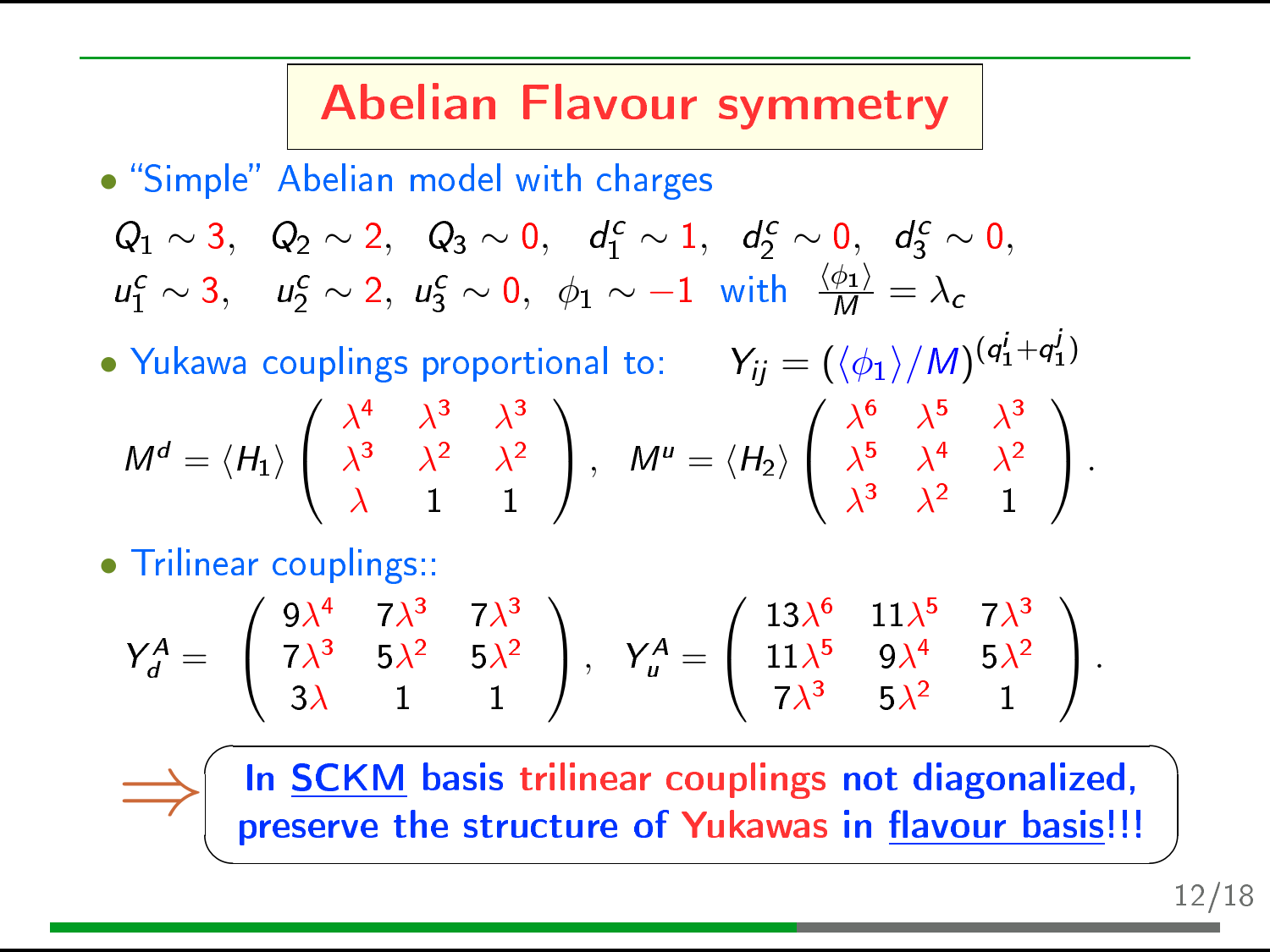# Abelian Flavour symmetry

- "Simple" Abelian model with charges

$$Q_1 \sim 3, \quad Q_2 \sim 2, \quad Q_3 \sim 0, \quad d_1^c \sim 1, \quad d_2^c \sim 0, \quad d_3^c \sim 0,$$
$$u_1^c \sim 3, \quad u_2^c \sim 2, \; u_3^c \sim 0, \; \phi_1 \sim -1 \;\; \text{with} \;\; \frac{\langle \phi_1 \rangle}{M} = \lambda_c$$

- Yukawa couplings proportional to: $\quad Y_{ij} = (\langle \phi_1 \rangle / M)^{(q_1^i + q_1^j)}$

$$M^d = \langle H_1 \rangle \begin{pmatrix} \lambda^4 & \lambda^3 & \lambda^3 \\ \lambda^3 & \lambda^2 & \lambda^2 \\ \lambda & 1 & 1 \end{pmatrix}, \quad M^u = \langle H_2 \rangle \begin{pmatrix} \lambda^6 & \lambda^5 & \lambda^3 \\ \lambda^5 & \lambda^4 & \lambda^2 \\ \lambda^3 & \lambda^2 & 1 \end{pmatrix}.$$

- Trilinear couplings::

$$Y_d^A = \begin{pmatrix} 9\lambda^4 & 7\lambda^3 & 7\lambda^3 \\ 7\lambda^3 & 5\lambda^2 & 5\lambda^2 \\ 3\lambda & 1 & 1 \end{pmatrix}, \quad Y_u^A = \begin{pmatrix} 13\lambda^6 & 11\lambda^5 & 7\lambda^3 \\ 11\lambda^5 & 9\lambda^4 & 5\lambda^2 \\ 7\lambda^3 & 5\lambda^2 & 1 \end{pmatrix}.$$

$\Rightarrow$ **In SCKM basis trilinear couplings not diagonalized, preserve the structure of Yukawas in flavour basis!!!**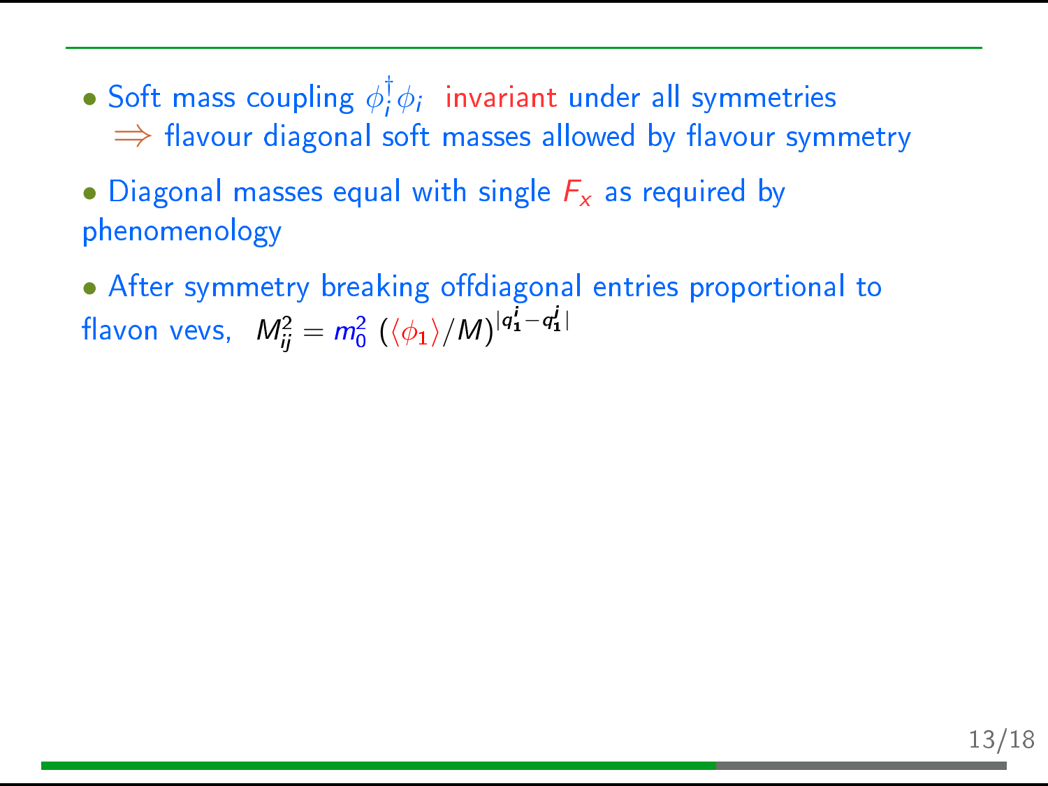- Soft mass coupling $\phi_i^\dagger \phi_i$ invariant under all symmetries
  $\Rightarrow$ flavour diagonal soft masses allowed by flavour symmetry

- Diagonal masses equal with single $F_x$ as required by phenomenology

- After symmetry breaking offdiagonal entries proportional to flavon vevs, $M_{ij}^2 = m_0^2 \; (\langle\phi_1\rangle/M)^{|q_1^i - q_1^j|}$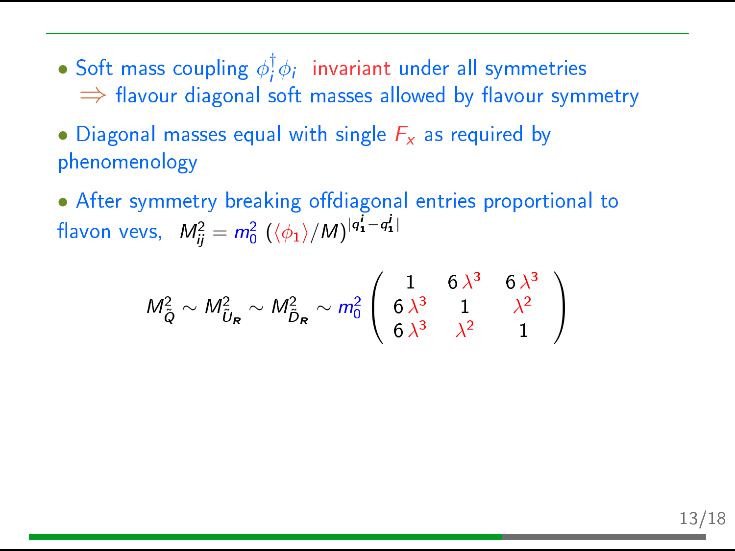- Soft mass coupling $\phi_i^\dagger \phi_i$ invariant under all symmetries
  $\Rightarrow$ flavour diagonal soft masses allowed by flavour symmetry

- Diagonal masses equal with single $F_x$ as required by phenomenology

- After symmetry breaking offdiagonal entries proportional to flavon vevs, $M_{ij}^2 = m_0^2 \, (\langle \phi_1 \rangle / M)^{|q_1^i - q_1^j|}$

$$M_{\tilde{Q}}^2 \sim M_{\tilde{U}_R}^2 \sim M_{\tilde{D}_R}^2 \sim m_0^2 \begin{pmatrix} 1 & 6\,\lambda^3 & 6\,\lambda^3 \\ 6\,\lambda^3 & 1 & \lambda^2 \\ 6\,\lambda^3 & \lambda^2 & 1 \end{pmatrix}$$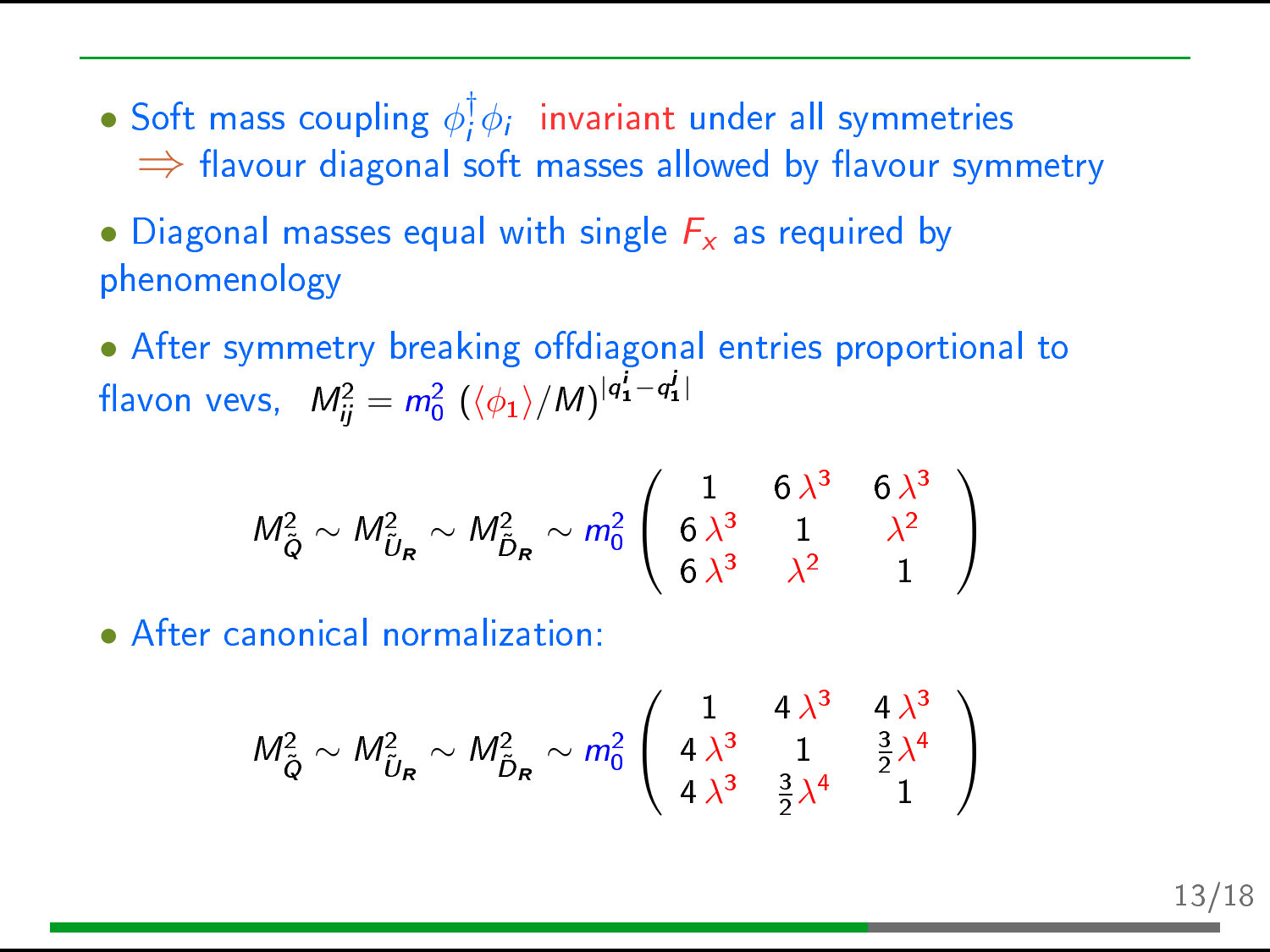- Soft mass coupling $\phi_i^\dagger \phi_i$ invariant under all symmetries
  $\Rightarrow$ flavour diagonal soft masses allowed by flavour symmetry

- Diagonal masses equal with single $F_x$ as required by phenomenology

- After symmetry breaking offdiagonal entries proportional to flavon vevs, $M^2_{ij} = m_0^2 \; (\langle \phi_1 \rangle / M)^{|q_1^i - q_1^j|}$

$$M^2_{\tilde{Q}} \sim M^2_{\tilde{U}_R} \sim M^2_{\tilde{D}_R} \sim m_0^2 \begin{pmatrix} 1 & 6\,\lambda^3 & 6\,\lambda^3 \\ 6\,\lambda^3 & 1 & \lambda^2 \\ 6\,\lambda^3 & \lambda^2 & 1 \end{pmatrix}$$

- After canonical normalization:

$$M^2_{\tilde{Q}} \sim M^2_{\tilde{U}_R} \sim M^2_{\tilde{D}_R} \sim m_0^2 \begin{pmatrix} 1 & 4\,\lambda^3 & 4\,\lambda^3 \\ 4\,\lambda^3 & 1 & \frac{3}{2}\lambda^4 \\ 4\,\lambda^3 & \frac{3}{2}\lambda^4 & 1 \end{pmatrix}$$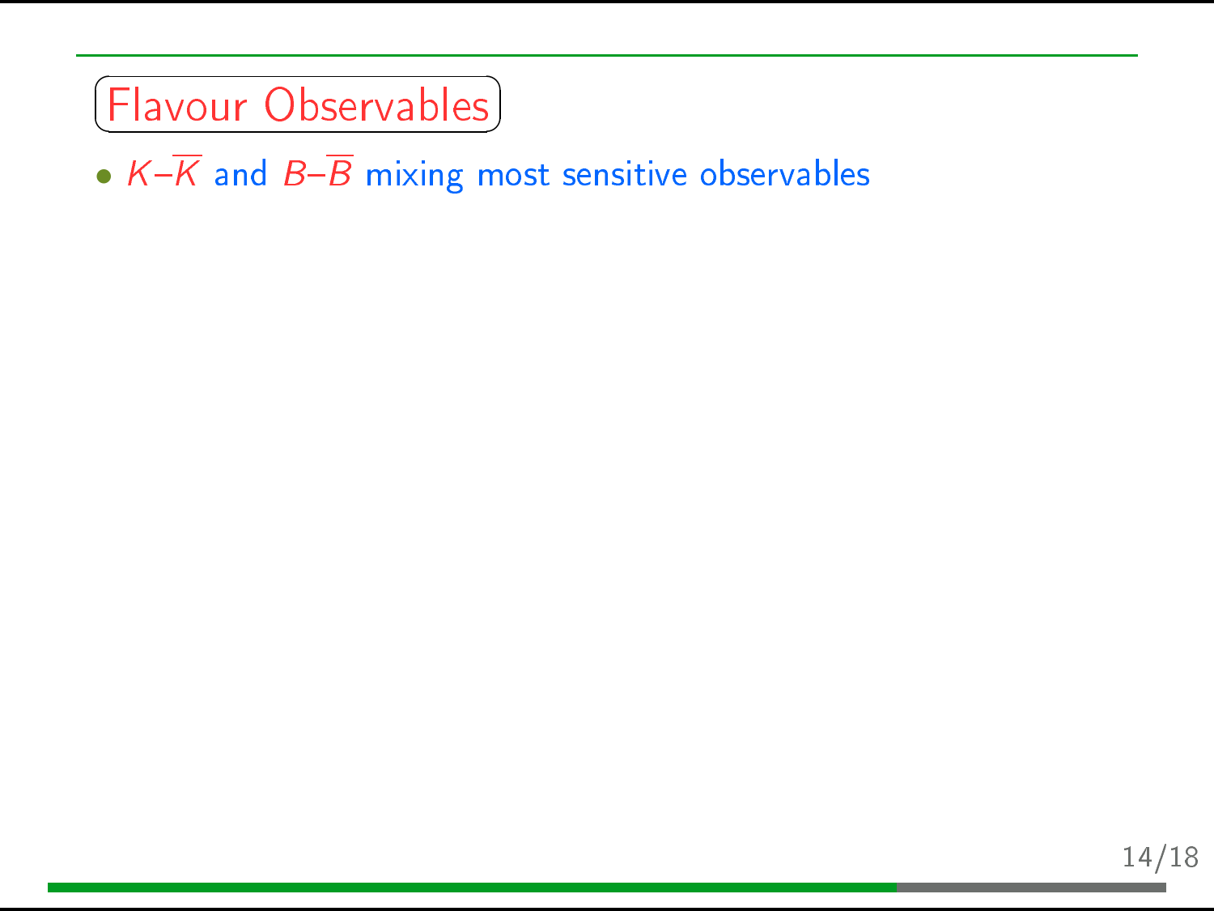## Flavour Observables

- $K$–$\overline{K}$ and $B$–$\overline{B}$ mixing most sensitive observables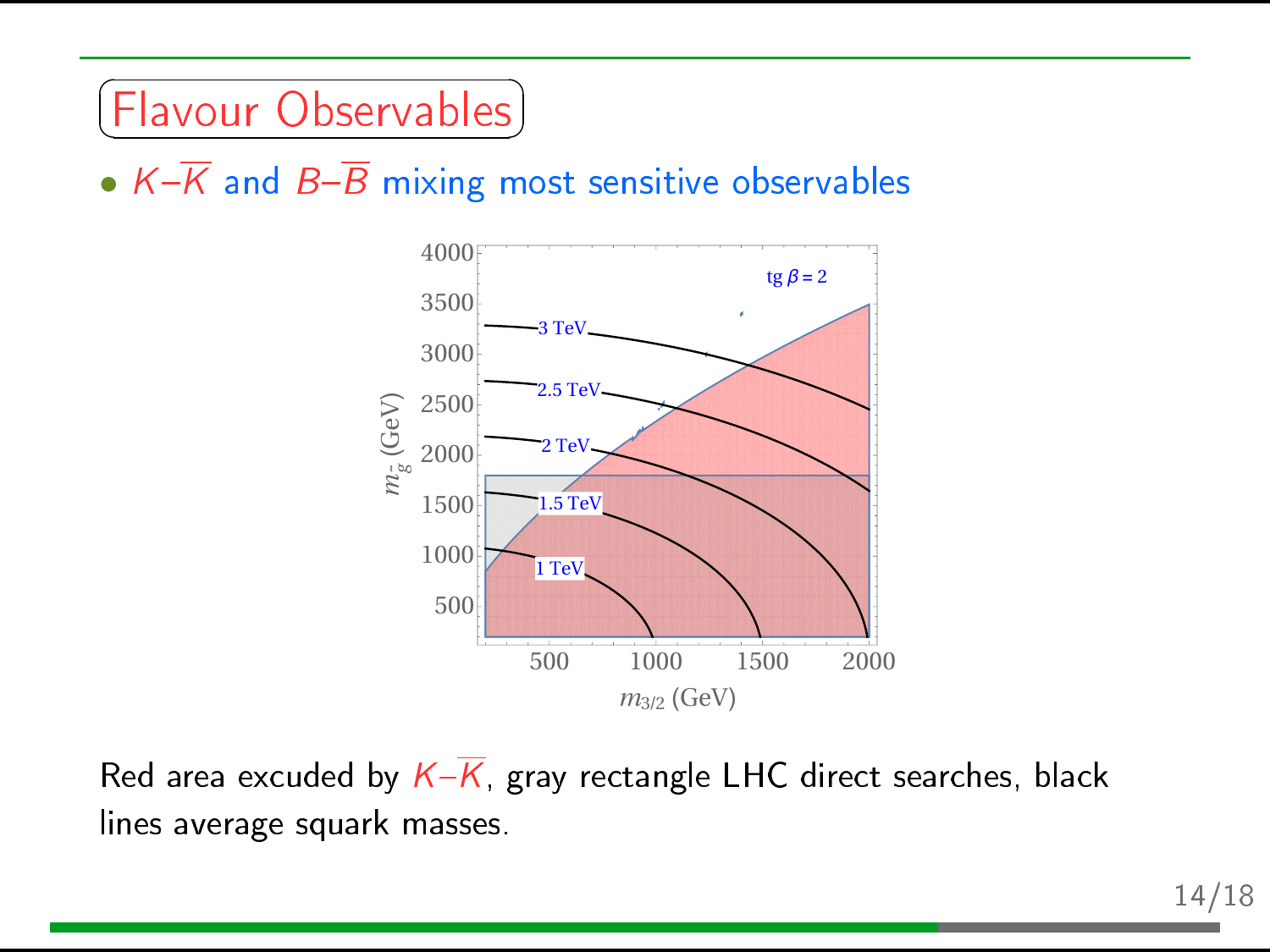# Flavour Observables

- $K$–$\overline{K}$ and $B$–$\overline{B}$ mixing most sensitive observables

Red area excuded by $K$–$\overline{K}$, gray rectangle LHC direct searches, black lines average squark masses.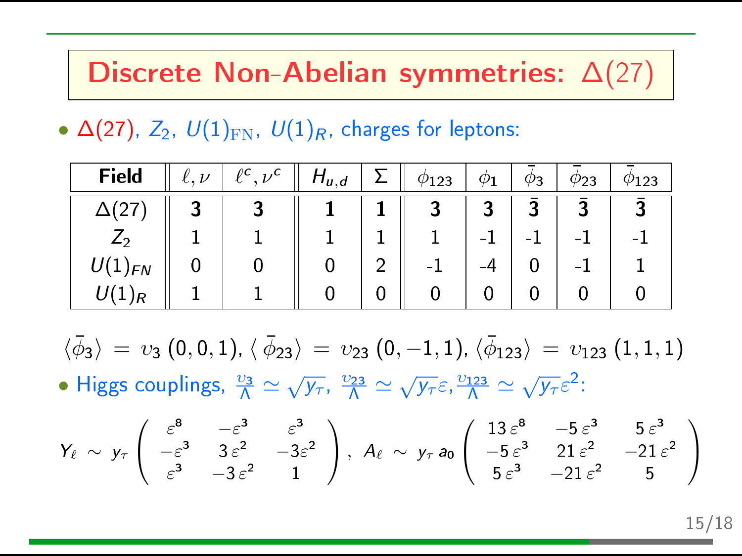# Discrete Non-Abelian symmetries: $\Delta(27)$

- $\Delta(27)$, $Z_2$, $U(1)_{\rm FN}$, $U(1)_R$, charges for leptons:

| **Field** | $\ell, \nu$ | $\ell^c, \nu^c$ | $H_{u,d}$ | $\Sigma$ | $\phi_{123}$ | $\phi_1$ | $\bar{\phi}_3$ | $\bar{\phi}_{23}$ | $\bar{\phi}_{123}$ |
|---|---|---|---|---|---|---|---|---|---|
| $\Delta(27)$ | **3** | **3** | **1** | **1** | **3** | **3** | $\bar{\mathbf{3}}$ | $\bar{\mathbf{3}}$ | $\bar{\mathbf{3}}$ |
| $Z_2$ | 1 | 1 | 1 | 1 | 1 | -1 | -1 | -1 | -1 |
| $U(1)_{FN}$ | 0 | 0 | 0 | 2 | -1 | -4 | 0 | -1 | 1 |
| $U(1)_R$ | 1 | 1 | 0 | 0 | 0 | 0 | 0 | 0 | 0 |

$$\langle\bar{\phi}_3\rangle = v_3\,(0,0,1),\ \langle\,\bar{\phi}_{23}\rangle = v_{23}\,(0,-1,1),\ \langle\bar{\phi}_{123}\rangle = v_{123}\,(1,1,1)$$

- Higgs couplings, $\frac{v_3}{\Lambda} \simeq \sqrt{y_\tau}$, $\frac{v_{23}}{\Lambda} \simeq \sqrt{y_\tau}\varepsilon$, $\frac{v_{123}}{\Lambda} \simeq \sqrt{y_\tau}\varepsilon^2$:

$$Y_\ell \sim y_\tau \begin{pmatrix} \varepsilon^8 & -\varepsilon^3 & \varepsilon^3 \\ -\varepsilon^3 & 3\,\varepsilon^2 & -3\varepsilon^2 \\ \varepsilon^3 & -3\,\varepsilon^2 & 1 \end{pmatrix}, \quad A_\ell \sim y_\tau\, a_0 \begin{pmatrix} 13\,\varepsilon^8 & -5\,\varepsilon^3 & 5\,\varepsilon^3 \\ -5\,\varepsilon^3 & 21\,\varepsilon^2 & -21\,\varepsilon^2 \\ 5\,\varepsilon^3 & -21\,\varepsilon^2 & 5 \end{pmatrix}$$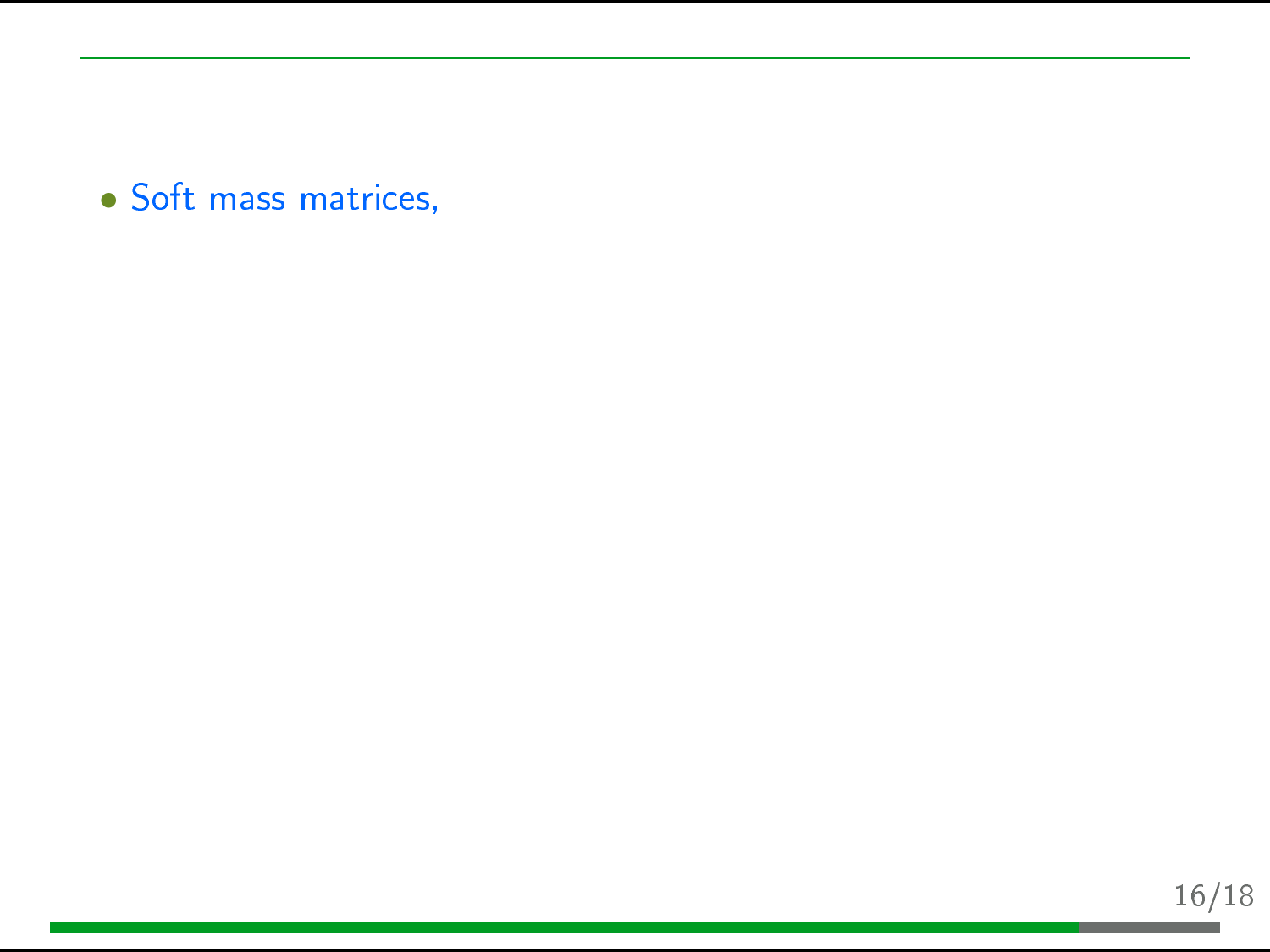- Soft mass matrices,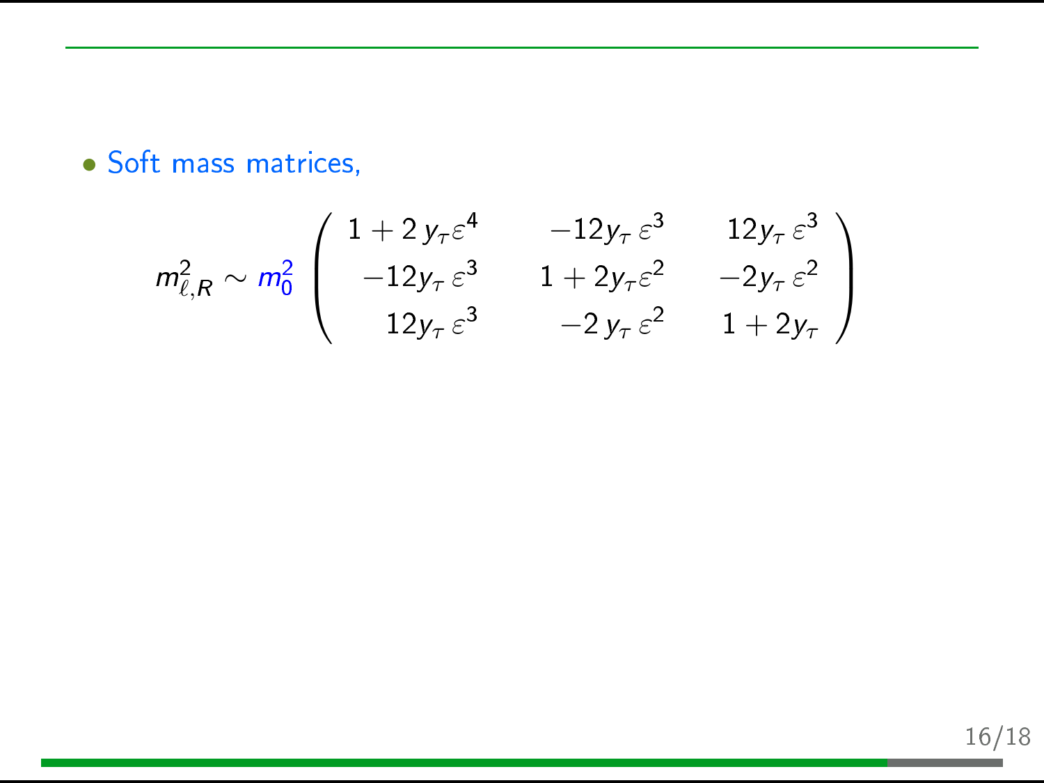- Soft mass matrices,

$$m^2_{\ell,R} \sim m_0^2 \begin{pmatrix} 1 + 2\,y_\tau \varepsilon^4 & -12 y_\tau\,\varepsilon^3 & 12 y_\tau\,\varepsilon^3 \\ -12 y_\tau\,\varepsilon^3 & 1 + 2 y_\tau \varepsilon^2 & -2 y_\tau\,\varepsilon^2 \\ 12 y_\tau\,\varepsilon^3 & -2\,y_\tau\,\varepsilon^2 & 1 + 2 y_\tau \end{pmatrix}$$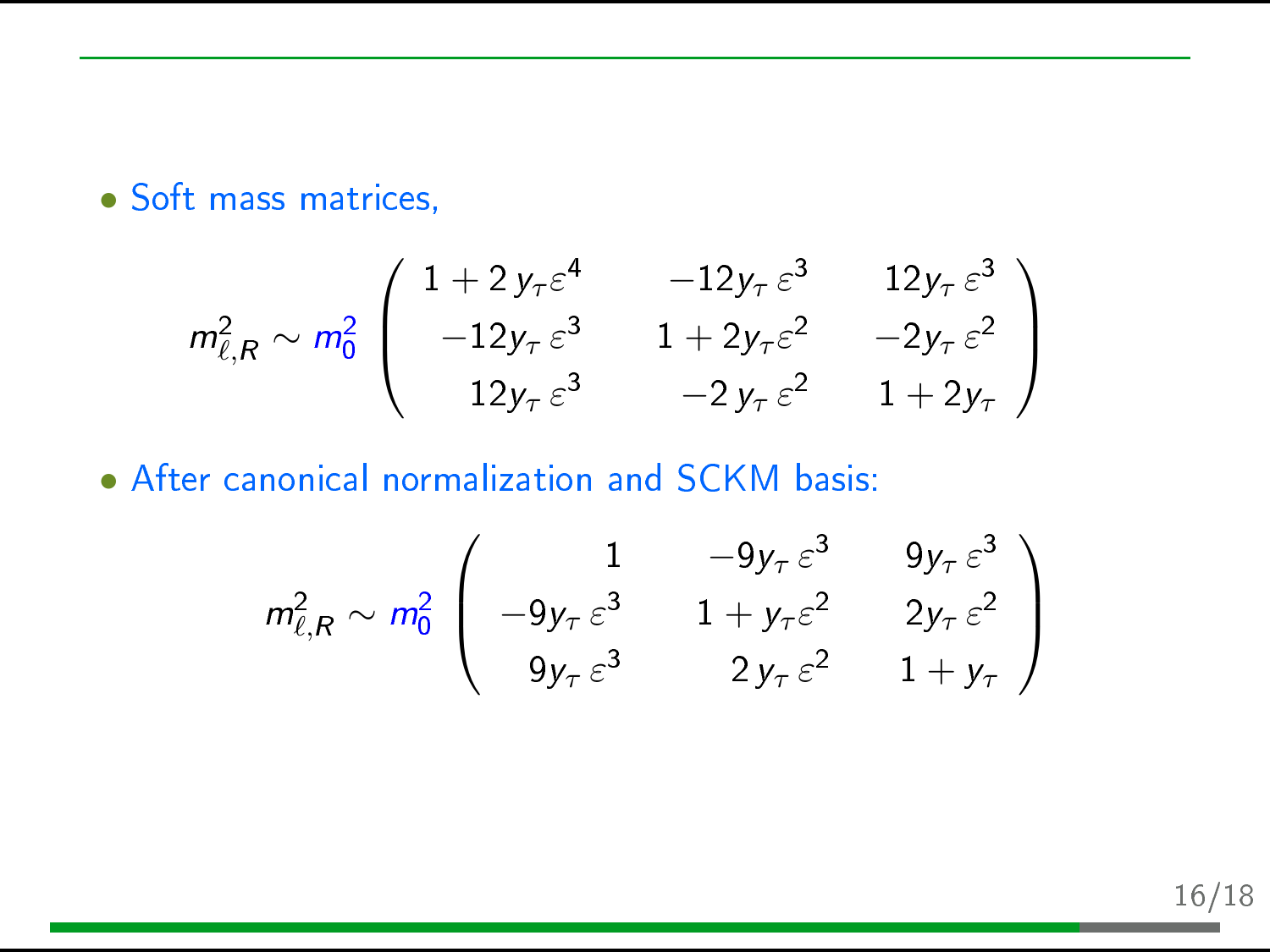- Soft mass matrices,

$$
m^2_{\ell,R} \sim m_0^2 \begin{pmatrix} 1 + 2\, y_\tau \varepsilon^4 & -12 y_\tau\, \varepsilon^3 & 12 y_\tau\, \varepsilon^3 \\ -12 y_\tau\, \varepsilon^3 & 1 + 2 y_\tau \varepsilon^2 & -2 y_\tau\, \varepsilon^2 \\ 12 y_\tau\, \varepsilon^3 & -2\, y_\tau\, \varepsilon^2 & 1 + 2 y_\tau \end{pmatrix}
$$

- After canonical normalization and SCKM basis:

$$
m^2_{\ell,R} \sim m_0^2 \begin{pmatrix} 1 & -9 y_\tau\, \varepsilon^3 & 9 y_\tau\, \varepsilon^3 \\ -9 y_\tau\, \varepsilon^3 & 1 + y_\tau \varepsilon^2 & 2 y_\tau\, \varepsilon^2 \\ 9 y_\tau\, \varepsilon^3 & 2\, y_\tau\, \varepsilon^2 & 1 + y_\tau \end{pmatrix}
$$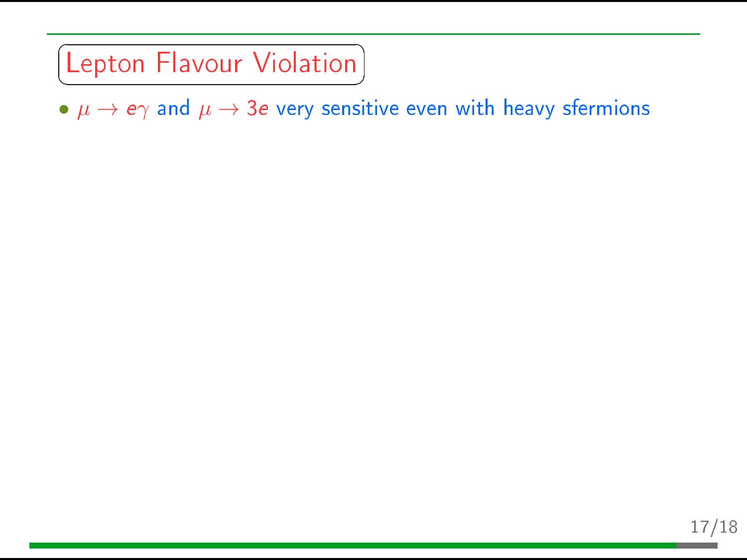# Lepton Flavour Violation

- $\mu \to e\gamma$ and $\mu \to 3e$ very sensitive even with heavy sfermions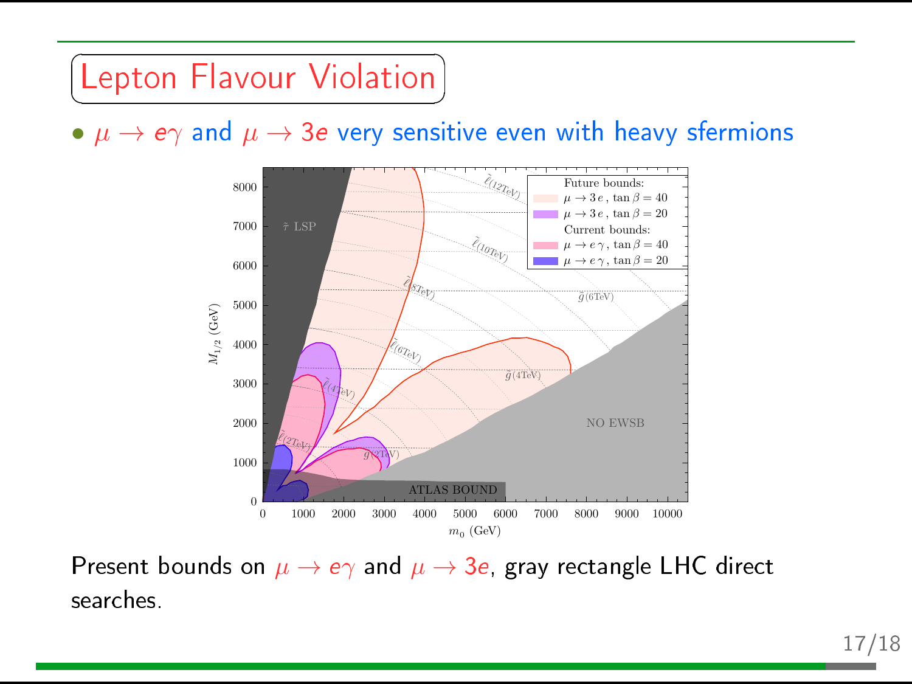## Lepton Flavour Violation

- $\mu \to e\gamma$ and $\mu \to 3e$ very sensitive even with heavy sfermions

Present bounds on $\mu \to e\gamma$ and $\mu \to 3e$, gray rectangle LHC direct searches.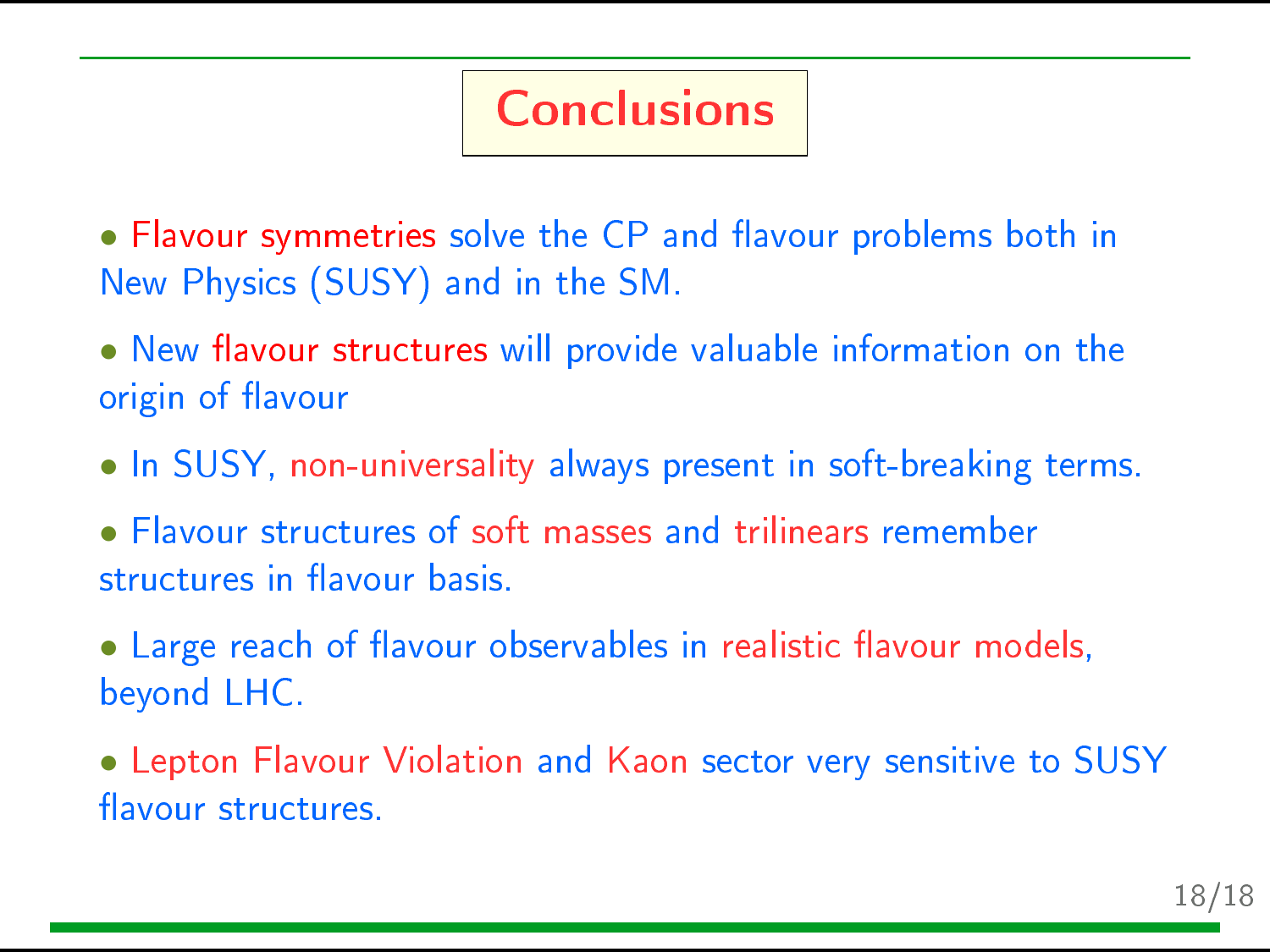# Conclusions

- Flavour symmetries solve the CP and flavour problems both in New Physics (SUSY) and in the SM.
- New flavour structures will provide valuable information on the origin of flavour
- In SUSY, non-universality always present in soft-breaking terms.
- Flavour structures of soft masses and trilinears remember structures in flavour basis.
- Large reach of flavour observables in realistic flavour models, beyond LHC.
- Lepton Flavour Violation and Kaon sector very sensitive to SUSY flavour structures.